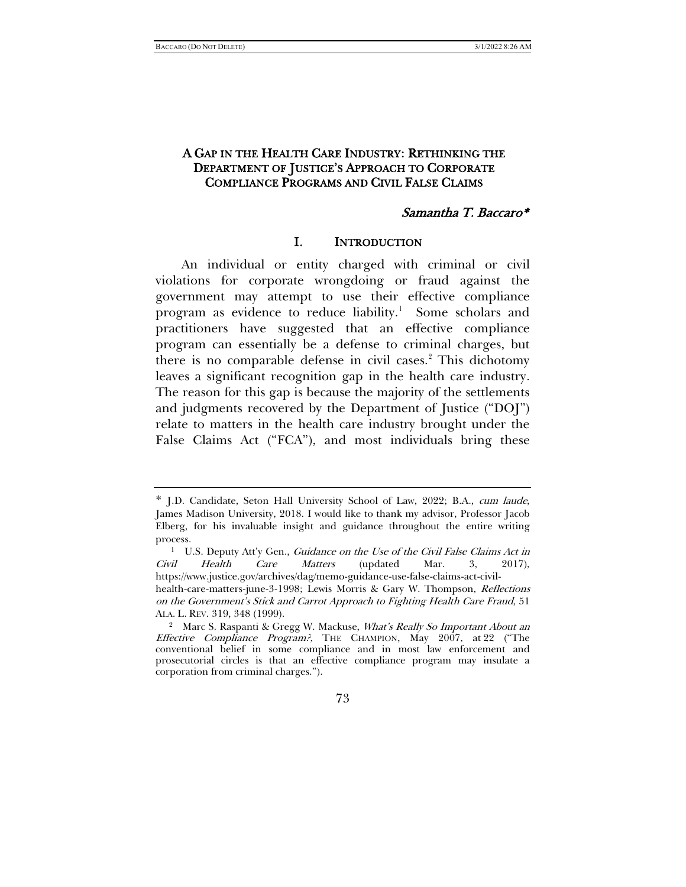# A GAP IN THE HEALTH CARE INDUSTRY: RETHINKING THE DEPARTMENT OF JUSTICE'S APPROACH TO CORPORATE COMPLIANCE PROGRAMS AND CIVIL FALSE CLAIMS

*Samantha T. Baccaro\**

## I. INTRODUCTION

An individual or entity charged with criminal or civil violations for corporate wrongdoing or fraud against the government may attempt to use their effective compliance program as evidence to reduce liability.[1] Some scholars and practitioners have suggested that an effective compliance program can essentially be a defense to criminal charges, but there is no comparable defense in civil cases.[2] This dichotomy leaves a significant recognition gap in the health care industry. The reason for this gap is because the majority of the settlements and judgments recovered by the Department of Justice ("DOJ") relate to matters in the health care industry brought under the False Claims Act ("FCA"), and most individuals bring these

---

\* J.D. Candidate, Seton Hall University School of Law, 2022; B.A., *cum laude*, James Madison University, 2018. I would like to thank my advisor, Professor Jacob Elberg, for his invaluable insight and guidance throughout the entire writing process.

[1] U.S. Deputy Att'y Gen., *Guidance on the Use of the Civil False Claims Act in Civil Health Care Matters* (updated Mar. 3, 2017), https://www.justice.gov/archives/dag/memo-guidance-use-false-claims-act-civil-health-care-matters-june-3-1998; Lewis Morris & Gary W. Thompson, *Reflections on the Government's Stick and Carrot Approach to Fighting Health Care Fraud*, 51 ALA. L. REV. 319, 348 (1999).

[2] Marc S. Raspanti & Gregg W. Mackuse, *What's Really So Important About an Effective Compliance Program?*, THE CHAMPION, May 2007, at 22 ("The conventional belief in some compliance and in most law enforcement and prosecutorial circles is that an effective compliance program may insulate a corporation from criminal charges.").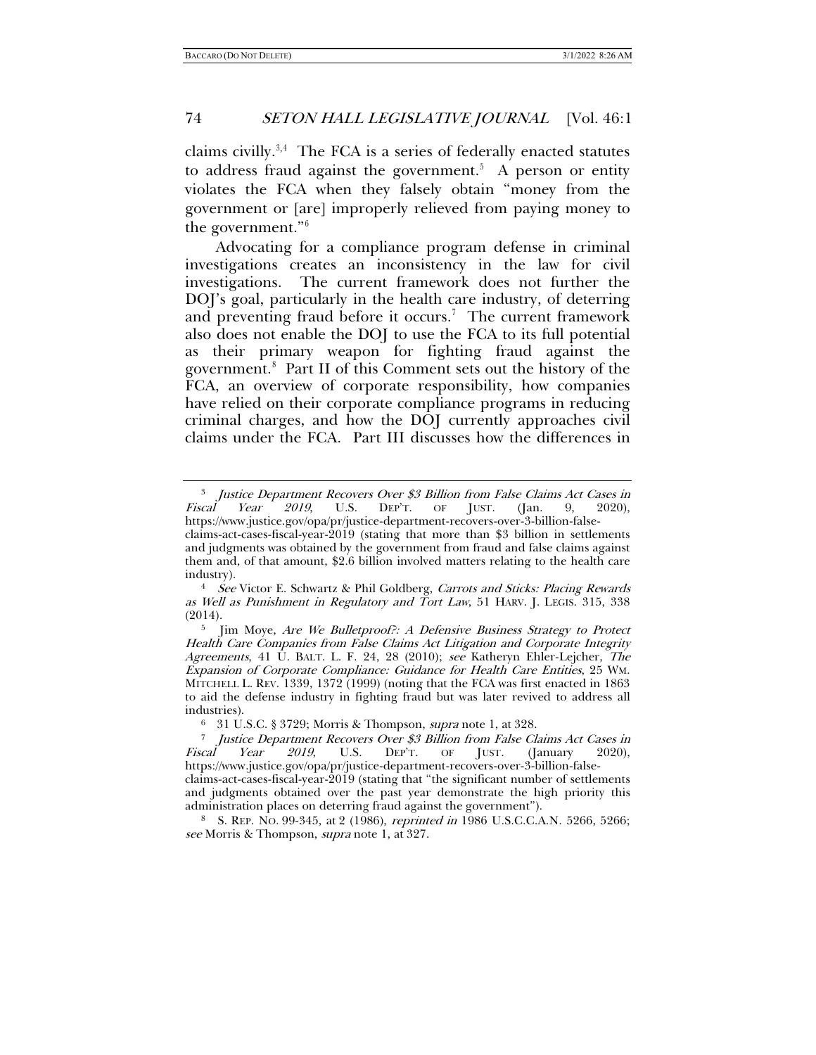claims civilly.[3,4] The FCA is a series of federally enacted statutes to address fraud against the government.[5] A person or entity violates the FCA when they falsely obtain "money from the government or [are] improperly relieved from paying money to the government."[6]

Advocating for a compliance program defense in criminal investigations creates an inconsistency in the law for civil investigations. The current framework does not further the DOJ's goal, particularly in the health care industry, of deterring and preventing fraud before it occurs.[7] The current framework also does not enable the DOJ to use the FCA to its full potential as their primary weapon for fighting fraud against the government.[8] Part II of this Comment sets out the history of the FCA, an overview of corporate responsibility, how companies have relied on their corporate compliance programs in reducing criminal charges, and how the DOJ currently approaches civil claims under the FCA. Part III discusses how the differences in

---

[3] *Justice Department Recovers Over $3 Billion from False Claims Act Cases in Fiscal Year 2019*, U.S. DEP'T. OF JUST. (Jan. 9, 2020), https://www.justice.gov/opa/pr/justice-department-recovers-over-3-billion-false-claims-act-cases-fiscal-year-2019 (stating that more than $3 billion in settlements and judgments was obtained by the government from fraud and false claims against them and, of that amount, $2.6 billion involved matters relating to the health care industry).

[4] *See* Victor E. Schwartz & Phil Goldberg, *Carrots and Sticks: Placing Rewards as Well as Punishment in Regulatory and Tort Law*, 51 HARV. J. LEGIS. 315, 338 (2014).

[5] Jim Moye, *Are We Bulletproof?: A Defensive Business Strategy to Protect Health Care Companies from False Claims Act Litigation and Corporate Integrity Agreements*, 41 U. BALT. L. F. 24, 28 (2010); *see* Katheryn Ehler-Lejcher, *The Expansion of Corporate Compliance: Guidance for Health Care Entities*, 25 WM. MITCHELL L. REV. 1339, 1372 (1999) (noting that the FCA was first enacted in 1863 to aid the defense industry in fighting fraud but was later revived to address all industries).

[6] 31 U.S.C. § 3729; Morris & Thompson, *supra* note 1, at 328.

[7] *Justice Department Recovers Over $3 Billion from False Claims Act Cases in Fiscal Year 2019*, U.S. DEP'T. OF JUST. (January 2020), https://www.justice.gov/opa/pr/justice-department-recovers-over-3-billion-false-claims-act-cases-fiscal-year-2019 (stating that "the significant number of settlements and judgments obtained over the past year demonstrate the high priority this administration places on deterring fraud against the government").

[8] S. REP. NO. 99-345, at 2 (1986), *reprinted in* 1986 U.S.C.C.A.N. 5266, 5266; *see* Morris & Thompson, *supra* note 1, at 327.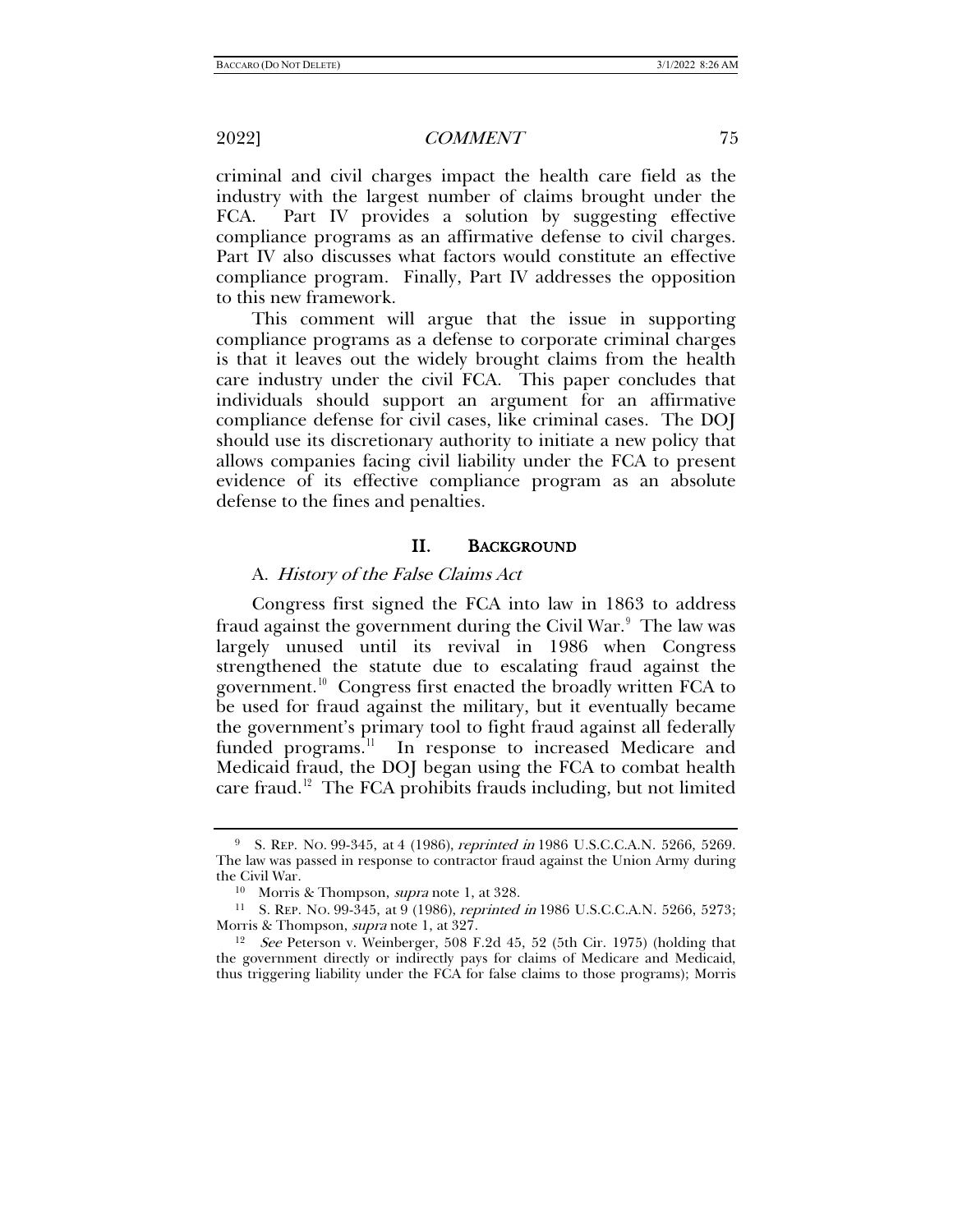criminal and civil charges impact the health care field as the industry with the largest number of claims brought under the FCA. Part IV provides a solution by suggesting effective compliance programs as an affirmative defense to civil charges. Part IV also discusses what factors would constitute an effective compliance program. Finally, Part IV addresses the opposition to this new framework.

This comment will argue that the issue in supporting compliance programs as a defense to corporate criminal charges is that it leaves out the widely brought claims from the health care industry under the civil FCA. This paper concludes that individuals should support an argument for an affirmative compliance defense for civil cases, like criminal cases. The DOJ should use its discretionary authority to initiate a new policy that allows companies facing civil liability under the FCA to present evidence of its effective compliance program as an absolute defense to the fines and penalties.

## II. BACKGROUND

### A. *History of the False Claims Act*

Congress first signed the FCA into law in 1863 to address fraud against the government during the Civil War.[9] The law was largely unused until its revival in 1986 when Congress strengthened the statute due to escalating fraud against the government.[10] Congress first enacted the broadly written FCA to be used for fraud against the military, but it eventually became the government's primary tool to fight fraud against all federally funded programs.[11] In response to increased Medicare and Medicaid fraud, the DOJ began using the FCA to combat health care fraud.[12] The FCA prohibits frauds including, but not limited

---

[9] S. REP. NO. 99-345, at 4 (1986), *reprinted in* 1986 U.S.C.C.A.N. 5266, 5269. The law was passed in response to contractor fraud against the Union Army during the Civil War.

[10] Morris & Thompson, *supra* note 1, at 328.

[11] S. REP. NO. 99-345, at 9 (1986), *reprinted in* 1986 U.S.C.C.A.N. 5266, 5273; Morris & Thompson, *supra* note 1, at 327.

[12] *See* Peterson v. Weinberger, 508 F.2d 45, 52 (5th Cir. 1975) (holding that the government directly or indirectly pays for claims of Medicare and Medicaid, thus triggering liability under the FCA for false claims to those programs); Morris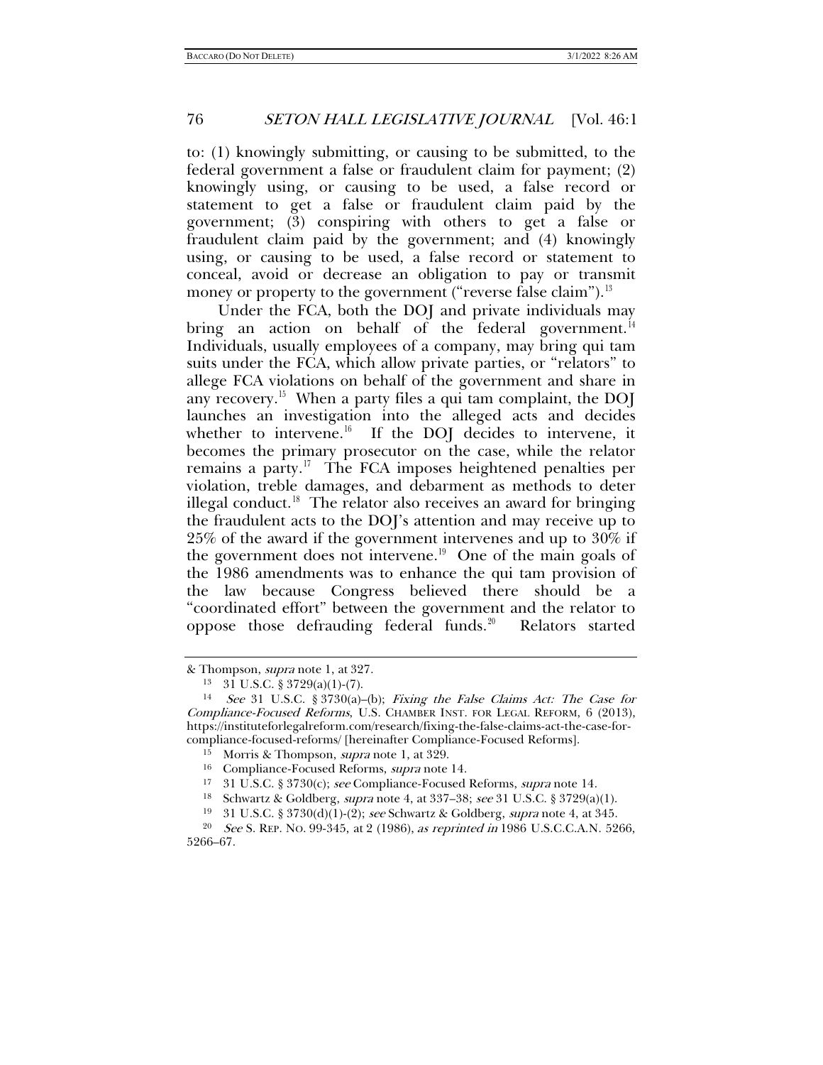to: (1) knowingly submitting, or causing to be submitted, to the federal government a false or fraudulent claim for payment; (2) knowingly using, or causing to be used, a false record or statement to get a false or fraudulent claim paid by the government; (3) conspiring with others to get a false or fraudulent claim paid by the government; and (4) knowingly using, or causing to be used, a false record or statement to conceal, avoid or decrease an obligation to pay or transmit money or property to the government ("reverse false claim").[13]

Under the FCA, both the DOJ and private individuals may bring an action on behalf of the federal government.[14] Individuals, usually employees of a company, may bring qui tam suits under the FCA, which allow private parties, or "relators" to allege FCA violations on behalf of the government and share in any recovery.[15] When a party files a qui tam complaint, the DOJ launches an investigation into the alleged acts and decides whether to intervene.[16] If the DOJ decides to intervene, it becomes the primary prosecutor on the case, while the relator remains a party.[17] The FCA imposes heightened penalties per violation, treble damages, and debarment as methods to deter illegal conduct.[18] The relator also receives an award for bringing the fraudulent acts to the DOJ's attention and may receive up to 25% of the award if the government intervenes and up to 30% if the government does not intervene.[19] One of the main goals of the 1986 amendments was to enhance the qui tam provision of the law because Congress believed there should be a "coordinated effort" between the government and the relator to oppose those defrauding federal funds.[20] Relators started

---

& Thompson, *supra* note 1, at 327.

[13] 31 U.S.C. § 3729(a)(1)-(7).

[14] *See* 31 U.S.C. § 3730(a)–(b); *Fixing the False Claims Act: The Case for Compliance-Focused Reforms*, U.S. CHAMBER INST. FOR LEGAL REFORM, 6 (2013), https://instituteforlegalreform.com/research/fixing-the-false-claims-act-the-case-for-compliance-focused-reforms/ [hereinafter Compliance-Focused Reforms].

[15] Morris & Thompson, *supra* note 1, at 329.

[16] Compliance-Focused Reforms, *supra* note 14.

[17] 31 U.S.C. § 3730(c); *see* Compliance-Focused Reforms, *supra* note 14.

[18] Schwartz & Goldberg, *supra* note 4, at 337–38; *see* 31 U.S.C. § 3729(a)(1).

[19] 31 U.S.C. § 3730(d)(1)-(2); *see* Schwartz & Goldberg, *supra* note 4, at 345.

[20] *See* S. REP. NO. 99-345, at 2 (1986), *as reprinted in* 1986 U.S.C.C.A.N. 5266, 5266–67.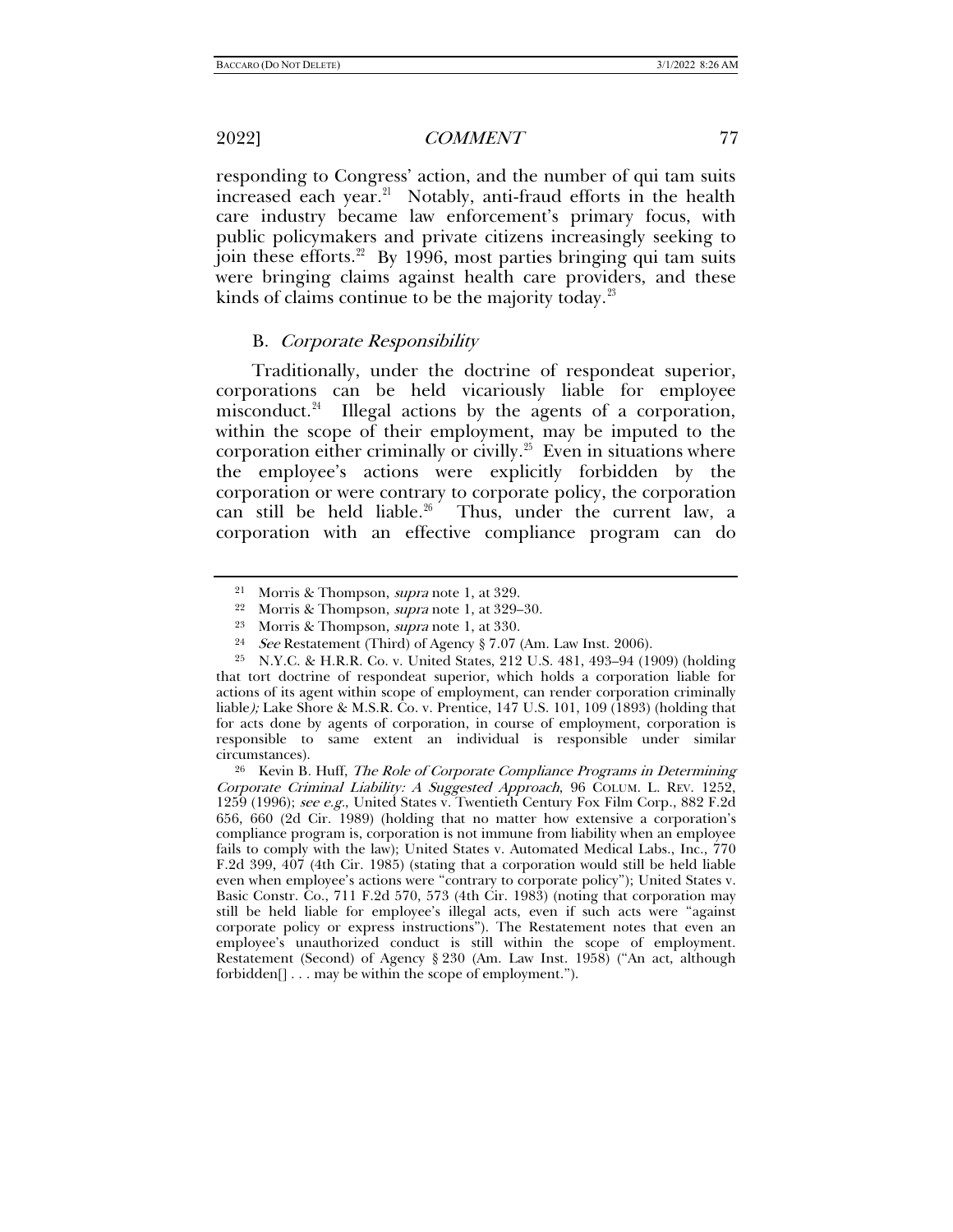responding to Congress' action, and the number of qui tam suits increased each year.[21] Notably, anti-fraud efforts in the health care industry became law enforcement's primary focus, with public policymakers and private citizens increasingly seeking to join these efforts.[22] By 1996, most parties bringing qui tam suits were bringing claims against health care providers, and these kinds of claims continue to be the majority today.[23]

### B. *Corporate Responsibility*

Traditionally, under the doctrine of respondeat superior, corporations can be held vicariously liable for employee misconduct.[24] Illegal actions by the agents of a corporation, within the scope of their employment, may be imputed to the corporation either criminally or civilly.[25] Even in situations where the employee's actions were explicitly forbidden by the corporation or were contrary to corporate policy, the corporation can still be held liable.[26] Thus, under the current law, a corporation with an effective compliance program can do

---

[21] Morris & Thompson, *supra* note 1, at 329.

[22] Morris & Thompson, *supra* note 1, at 329–30.

[23] Morris & Thompson, *supra* note 1, at 330.

[24] *See* Restatement (Third) of Agency § 7.07 (Am. Law Inst. 2006).

[25] N.Y.C. & H.R.R. Co. v. United States, 212 U.S. 481, 493–94 (1909) (holding that tort doctrine of respondeat superior, which holds a corporation liable for actions of its agent within scope of employment, can render corporation criminally liable*);* Lake Shore & M.S.R. Co. v. Prentice, 147 U.S. 101, 109 (1893) (holding that for acts done by agents of corporation, in course of employment, corporation is responsible to same extent an individual is responsible under similar circumstances).

[26] Kevin B. Huff, *The Role of Corporate Compliance Programs in Determining Corporate Criminal Liability: A Suggested Approach*, 96 COLUM. L. REV. 1252, 1259 (1996); *see e.g.*, United States v. Twentieth Century Fox Film Corp., 882 F.2d 656, 660 (2d Cir. 1989) (holding that no matter how extensive a corporation's compliance program is, corporation is not immune from liability when an employee fails to comply with the law); United States v. Automated Medical Labs., Inc., 770 F.2d 399, 407 (4th Cir. 1985) (stating that a corporation would still be held liable even when employee's actions were "contrary to corporate policy"); United States v. Basic Constr. Co., 711 F.2d 570, 573 (4th Cir. 1983) (noting that corporation may still be held liable for employee's illegal acts, even if such acts were "against corporate policy or express instructions"). The Restatement notes that even an employee's unauthorized conduct is still within the scope of employment. Restatement (Second) of Agency § 230 (Am. Law Inst. 1958) ("An act, although forbidden[] . . . may be within the scope of employment.").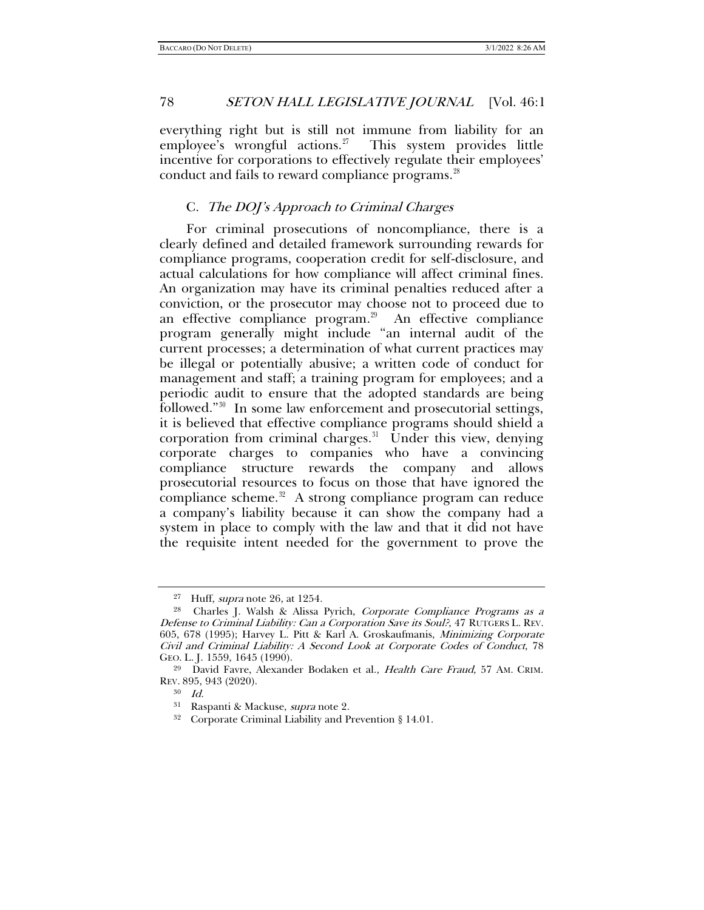everything right but is still not immune from liability for an employee's wrongful actions.[27] This system provides little incentive for corporations to effectively regulate their employees' conduct and fails to reward compliance programs.[28]

### C. *The DOJ's Approach to Criminal Charges*

For criminal prosecutions of noncompliance, there is a clearly defined and detailed framework surrounding rewards for compliance programs, cooperation credit for self-disclosure, and actual calculations for how compliance will affect criminal fines. An organization may have its criminal penalties reduced after a conviction, or the prosecutor may choose not to proceed due to an effective compliance program.[29] An effective compliance program generally might include "an internal audit of the current processes; a determination of what current practices may be illegal or potentially abusive; a written code of conduct for management and staff; a training program for employees; and a periodic audit to ensure that the adopted standards are being followed."[30] In some law enforcement and prosecutorial settings, it is believed that effective compliance programs should shield a corporation from criminal charges.[31] Under this view, denying corporate charges to companies who have a convincing compliance structure rewards the company and allows prosecutorial resources to focus on those that have ignored the compliance scheme.[32] A strong compliance program can reduce a company's liability because it can show the company had a system in place to comply with the law and that it did not have the requisite intent needed for the government to prove the

---

[27] Huff, *supra* note 26, at 1254.

[28] Charles J. Walsh & Alissa Pyrich, *Corporate Compliance Programs as a Defense to Criminal Liability: Can a Corporation Save its Soul?*, 47 RUTGERS L. REV. 605, 678 (1995); Harvey L. Pitt & Karl A. Groskaufmanis, *Minimizing Corporate Civil and Criminal Liability: A Second Look at Corporate Codes of Conduct*, 78 GEO. L. J. 1559, 1645 (1990).

[29] David Favre, Alexander Bodaken et al., *Health Care Fraud*, 57 AM. CRIM. REV. 895, 943 (2020).

[30] *Id.*

[31] Raspanti & Mackuse, *supra* note 2.

[32] Corporate Criminal Liability and Prevention § 14.01.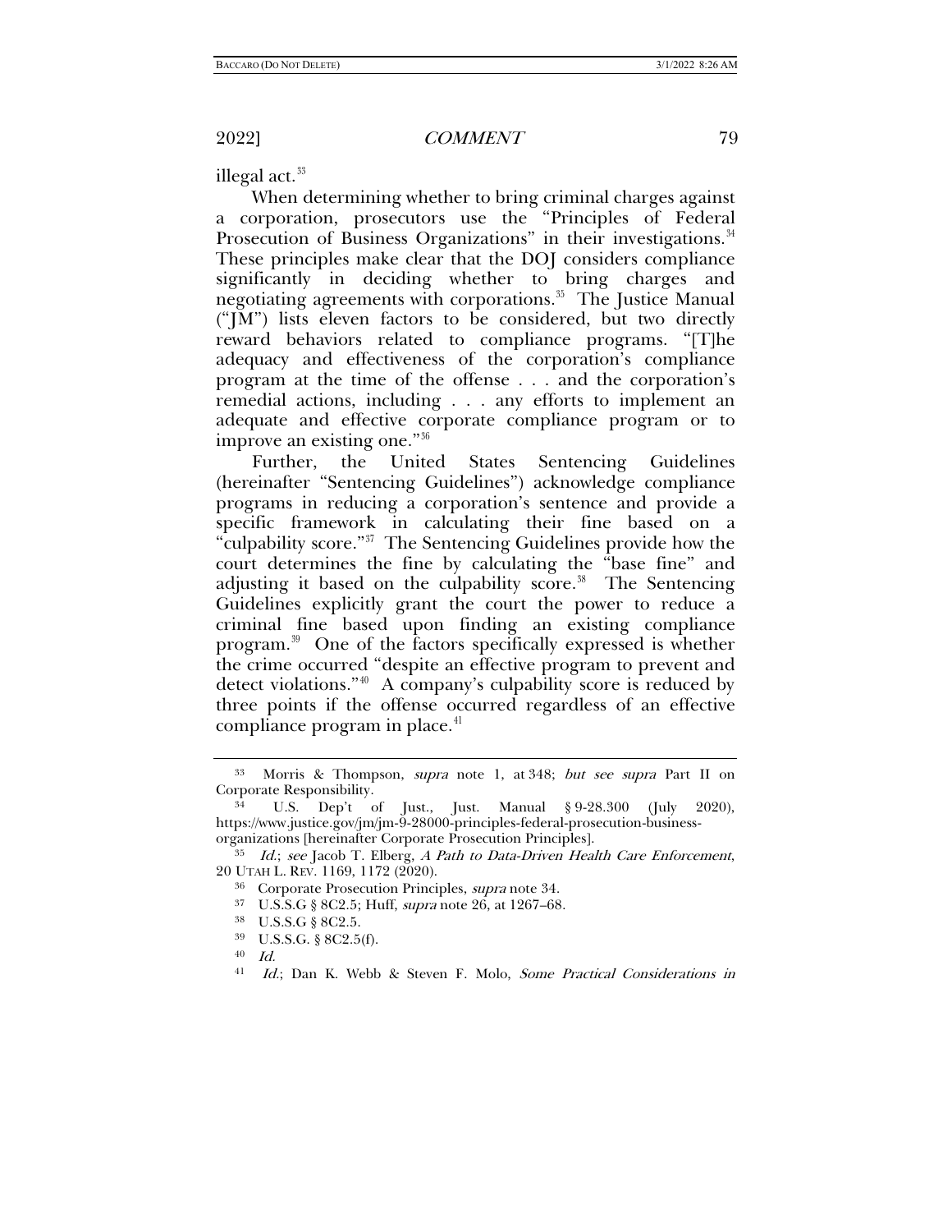illegal act.[33]

When determining whether to bring criminal charges against a corporation, prosecutors use the "Principles of Federal Prosecution of Business Organizations" in their investigations.[34] These principles make clear that the DOJ considers compliance significantly in deciding whether to bring charges and negotiating agreements with corporations.[35] The Justice Manual ("JM") lists eleven factors to be considered, but two directly reward behaviors related to compliance programs. "[T]he adequacy and effectiveness of the corporation's compliance program at the time of the offense . . . and the corporation's remedial actions, including . . . any efforts to implement an adequate and effective corporate compliance program or to improve an existing one."[36]

Further, the United States Sentencing Guidelines (hereinafter "Sentencing Guidelines") acknowledge compliance programs in reducing a corporation's sentence and provide a specific framework in calculating their fine based on a "culpability score."[37] The Sentencing Guidelines provide how the court determines the fine by calculating the "base fine" and adjusting it based on the culpability score.[38] The Sentencing Guidelines explicitly grant the court the power to reduce a criminal fine based upon finding an existing compliance program.[39] One of the factors specifically expressed is whether the crime occurred "despite an effective program to prevent and detect violations."[40] A company's culpability score is reduced by three points if the offense occurred regardless of an effective compliance program in place.[41]

---

[33] Morris & Thompson, *supra* note 1, at 348; *but see supra* Part II on Corporate Responsibility.

[34] U.S. Dep't of Just., Just. Manual § 9-28.300 (July 2020), https://www.justice.gov/jm/jm-9-28000-principles-federal-prosecution-business-organizations [hereinafter Corporate Prosecution Principles].

[35] *Id.*; *see* Jacob T. Elberg, *A Path to Data-Driven Health Care Enforcement*, 20 UTAH L. REV. 1169, 1172 (2020).

[36] Corporate Prosecution Principles, *supra* note 34.

[37] U.S.S.G § 8C2.5; Huff, *supra* note 26, at 1267–68.

[38] U.S.S.G § 8C2.5.

[39] U.S.S.G. § 8C2.5(f).

[40] *Id.*

[41] *Id.*; Dan K. Webb & Steven F. Molo, *Some Practical Considerations in*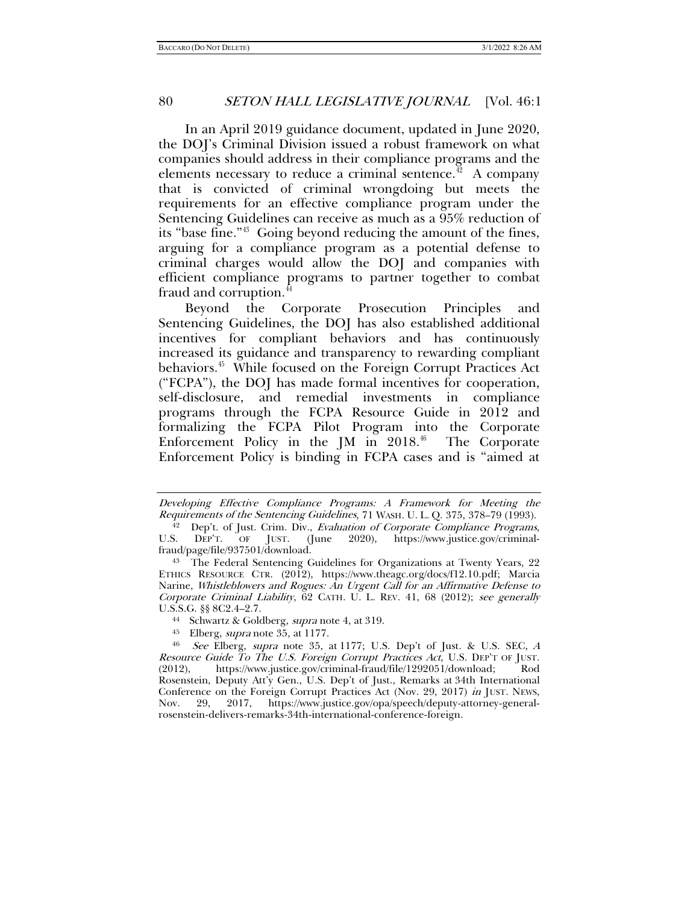In an April 2019 guidance document, updated in June 2020, the DOJ's Criminal Division issued a robust framework on what companies should address in their compliance programs and the elements necessary to reduce a criminal sentence.[42] A company that is convicted of criminal wrongdoing but meets the requirements for an effective compliance program under the Sentencing Guidelines can receive as much as a 95% reduction of its "base fine."[43] Going beyond reducing the amount of the fines, arguing for a compliance program as a potential defense to criminal charges would allow the DOJ and companies with efficient compliance programs to partner together to combat fraud and corruption.[44]

Beyond the Corporate Prosecution Principles and Sentencing Guidelines, the DOJ has also established additional incentives for compliant behaviors and has continuously increased its guidance and transparency to rewarding compliant behaviors.[45] While focused on the Foreign Corrupt Practices Act ("FCPA"), the DOJ has made formal incentives for cooperation, self-disclosure, and remedial investments in compliance programs through the FCPA Resource Guide in 2012 and formalizing the FCPA Pilot Program into the Corporate Enforcement Policy in the JM in 2018.[46] The Corporate Enforcement Policy is binding in FCPA cases and is "aimed at

---

*Developing Effective Compliance Programs: A Framework for Meeting the Requirements of the Sentencing Guidelines*, 71 WASH. U. L. Q. 375, 378–79 (1993).

[42] Dep't. of Just. Crim. Div., *Evaluation of Corporate Compliance Programs*, U.S. DEP'T. OF JUST. (June 2020), https://www.justice.gov/criminal-fraud/page/file/937501/download.

[43] The Federal Sentencing Guidelines for Organizations at Twenty Years, 22 ETHICS RESOURCE CTR. (2012), https://www.theagc.org/docs/f12.10.pdf; Marcia Narine, *Whistleblowers and Rogues: An Urgent Call for an Affirmative Defense to Corporate Criminal Liability*, 62 CATH. U. L. REV. 41, 68 (2012); *see generally* U.S.S.G. §§ 8C2.4–2.7.

[44] Schwartz & Goldberg, *supra* note 4, at 319.

[45] Elberg, *supra* note 35, at 1177.

[46] *See* Elberg, *supra* note 35, at 1177; U.S. Dep't of Just. & U.S. SEC, *A Resource Guide To The U.S. Foreign Corrupt Practices Act*, U.S. DEP'T OF JUST. (2012), https://www.justice.gov/criminal-fraud/file/1292051/download; Rod Rosenstein, Deputy Att'y Gen., U.S. Dep't of Just., Remarks at 34th International Conference on the Foreign Corrupt Practices Act (Nov. 29, 2017) *in* JUST. NEWS, Nov. 29, 2017, https://www.justice.gov/opa/speech/deputy-attorney-general-rosenstein-delivers-remarks-34th-international-conference-foreign.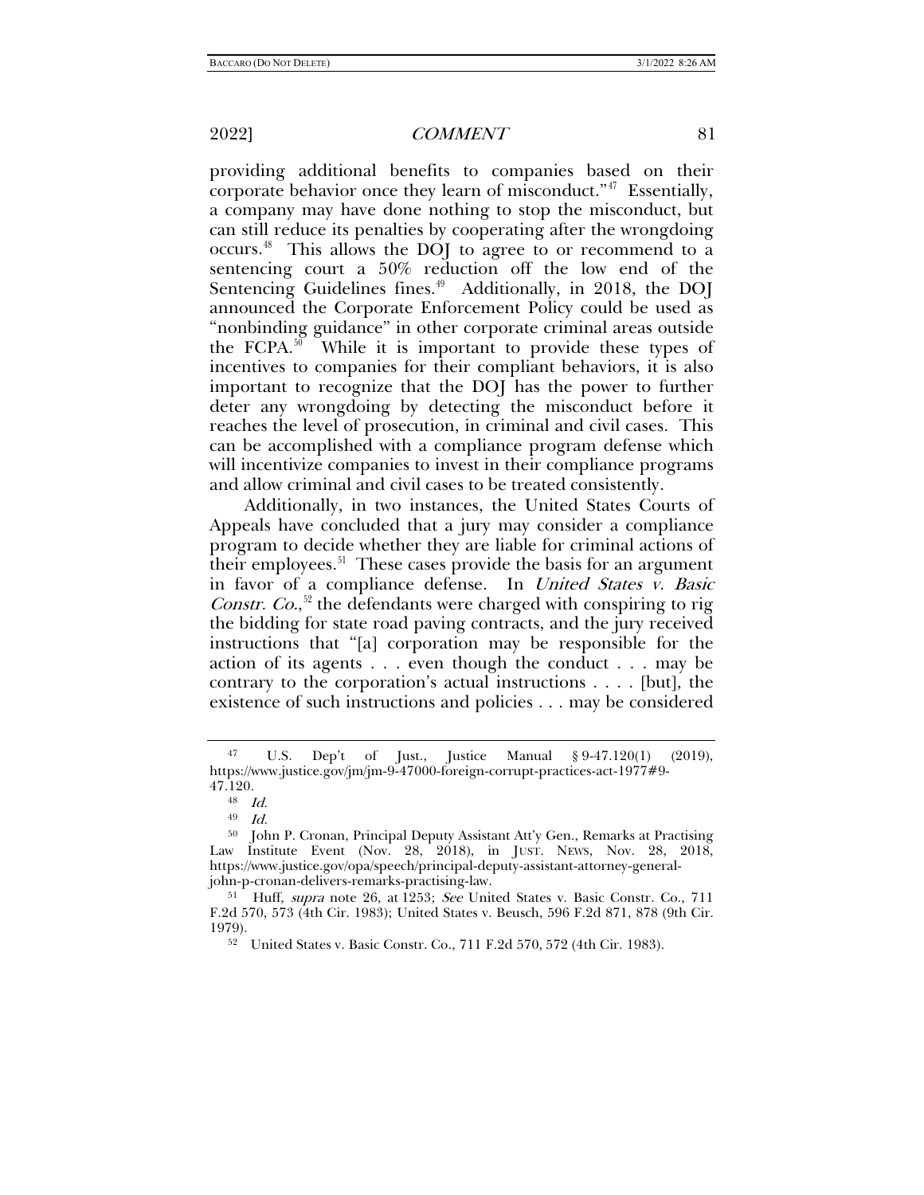providing additional benefits to companies based on their corporate behavior once they learn of misconduct."[47] Essentially, a company may have done nothing to stop the misconduct, but can still reduce its penalties by cooperating after the wrongdoing occurs.[48] This allows the DOJ to agree to or recommend to a sentencing court a 50% reduction off the low end of the Sentencing Guidelines fines.[49] Additionally, in 2018, the DOJ announced the Corporate Enforcement Policy could be used as "nonbinding guidance" in other corporate criminal areas outside the FCPA.[50] While it is important to provide these types of incentives to companies for their compliant behaviors, it is also important to recognize that the DOJ has the power to further deter any wrongdoing by detecting the misconduct before it reaches the level of prosecution, in criminal and civil cases. This can be accomplished with a compliance program defense which will incentivize companies to invest in their compliance programs and allow criminal and civil cases to be treated consistently.

Additionally, in two instances, the United States Courts of Appeals have concluded that a jury may consider a compliance program to decide whether they are liable for criminal actions of their employees.[51] These cases provide the basis for an argument in favor of a compliance defense. In *United States v. Basic Constr. Co.*,[52] the defendants were charged with conspiring to rig the bidding for state road paving contracts, and the jury received instructions that "[a] corporation may be responsible for the action of its agents . . . even though the conduct . . . may be contrary to the corporation's actual instructions . . . . [but], the existence of such instructions and policies . . . may be considered

---

[47] U.S. Dep't of Just., Justice Manual § 9-47.120(1) (2019), https://www.justice.gov/jm/jm-9-47000-foreign-corrupt-practices-act-1977#9-47.120.

[48] *Id.*

[49] *Id.*

[50] John P. Cronan, Principal Deputy Assistant Att'y Gen., Remarks at Practising Law Institute Event (Nov. 28, 2018), in JUST. NEWS, Nov. 28, 2018, https://www.justice.gov/opa/speech/principal-deputy-assistant-attorney-general-john-p-cronan-delivers-remarks-practising-law.

[51] Huff, *supra* note 26, at 1253; *See* United States v. Basic Constr. Co., 711 F.2d 570, 573 (4th Cir. 1983); United States v. Beusch, 596 F.2d 871, 878 (9th Cir. 1979).

[52] United States v. Basic Constr. Co., 711 F.2d 570, 572 (4th Cir. 1983).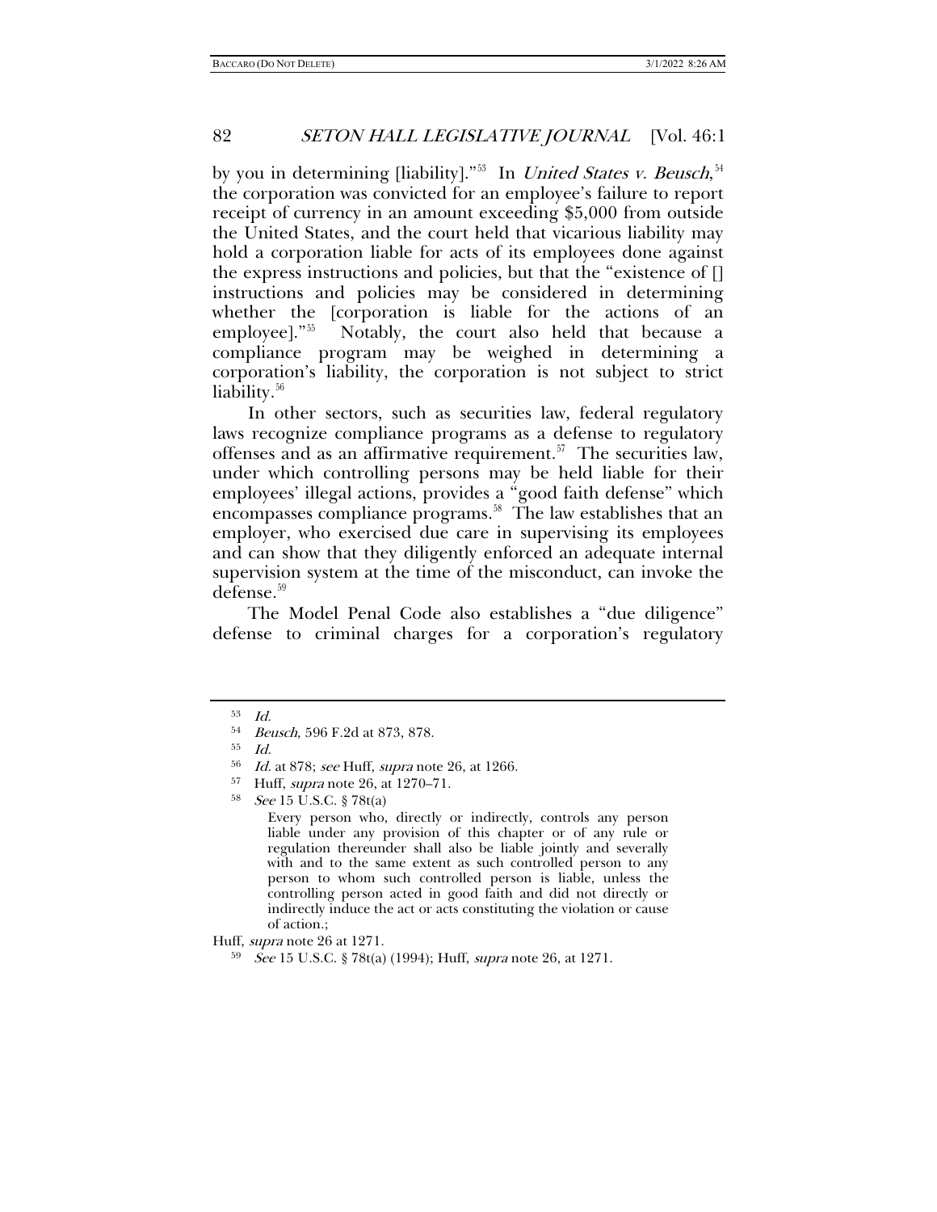by you in determining [liability]."[53] In *United States v. Beusch*,[54] the corporation was convicted for an employee's failure to report receipt of currency in an amount exceeding $5,000 from outside the United States, and the court held that vicarious liability may hold a corporation liable for acts of its employees done against the express instructions and policies, but that the "existence of [] instructions and policies may be considered in determining whether the [corporation is liable for the actions of an employee]."[55] Notably, the court also held that because a compliance program may be weighed in determining a corporation's liability, the corporation is not subject to strict liability.[56]

In other sectors, such as securities law, federal regulatory laws recognize compliance programs as a defense to regulatory offenses and as an affirmative requirement.[57] The securities law, under which controlling persons may be held liable for their employees' illegal actions, provides a "good faith defense" which encompasses compliance programs.[58] The law establishes that an employer, who exercised due care in supervising its employees and can show that they diligently enforced an adequate internal supervision system at the time of the misconduct, can invoke the defense.[59]

The Model Penal Code also establishes a "due diligence" defense to criminal charges for a corporation's regulatory

---

[53] *Id.*

[54] *Beusch*, 596 F.2d at 873, 878.

[55] *Id.*

[56] *Id.* at 878; *see* Huff, *supra* note 26, at 1266.

[57] Huff, *supra* note 26, at 1270–71.

[58] *See* 15 U.S.C. § 78t(a)

> Every person who, directly or indirectly, controls any person liable under any provision of this chapter or of any rule or regulation thereunder shall also be liable jointly and severally with and to the same extent as such controlled person to any person to whom such controlled person is liable, unless the controlling person acted in good faith and did not directly or indirectly induce the act or acts constituting the violation or cause of action.;

Huff, *supra* note 26 at 1271.

[59] *See* 15 U.S.C. § 78t(a) (1994); Huff, *supra* note 26, at 1271.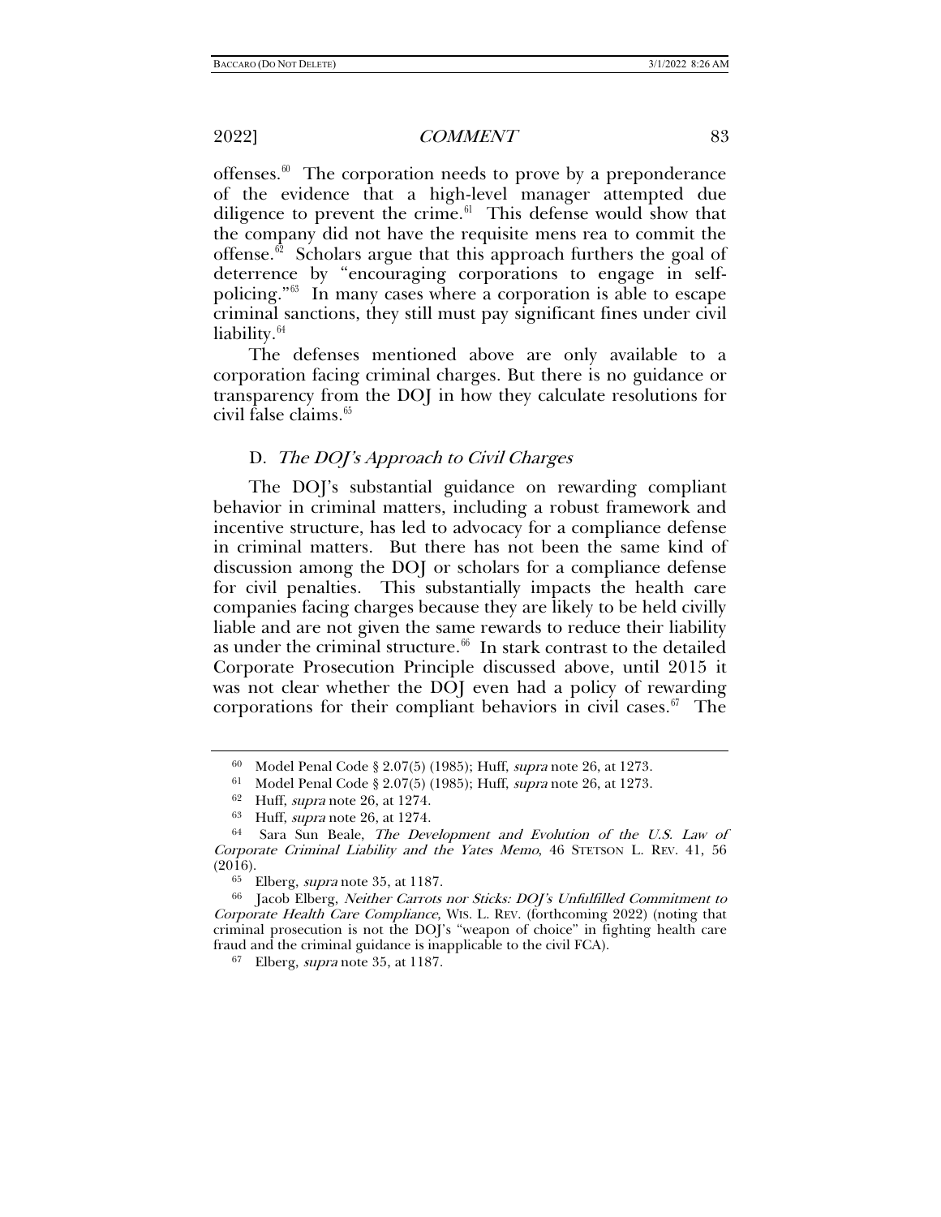offenses.[60] The corporation needs to prove by a preponderance of the evidence that a high-level manager attempted due diligence to prevent the crime.[61] This defense would show that the company did not have the requisite mens rea to commit the offense.[62] Scholars argue that this approach furthers the goal of deterrence by "encouraging corporations to engage in self-policing."[63] In many cases where a corporation is able to escape criminal sanctions, they still must pay significant fines under civil liability.[64]

The defenses mentioned above are only available to a corporation facing criminal charges. But there is no guidance or transparency from the DOJ in how they calculate resolutions for civil false claims.[65]

### D. *The DOJ's Approach to Civil Charges*

The DOJ's substantial guidance on rewarding compliant behavior in criminal matters, including a robust framework and incentive structure, has led to advocacy for a compliance defense in criminal matters. But there has not been the same kind of discussion among the DOJ or scholars for a compliance defense for civil penalties. This substantially impacts the health care companies facing charges because they are likely to be held civilly liable and are not given the same rewards to reduce their liability as under the criminal structure.[66] In stark contrast to the detailed Corporate Prosecution Principle discussed above, until 2015 it was not clear whether the DOJ even had a policy of rewarding corporations for their compliant behaviors in civil cases.[67] The

---

[60] Model Penal Code § 2.07(5) (1985); Huff, *supra* note 26, at 1273.

[61] Model Penal Code § 2.07(5) (1985); Huff, *supra* note 26, at 1273.

[62] Huff, *supra* note 26, at 1274.

[63] Huff, *supra* note 26, at 1274.

[64] Sara Sun Beale, *The Development and Evolution of the U.S. Law of Corporate Criminal Liability and the Yates Memo*, 46 STETSON L. REV. 41, 56 (2016).

[65] Elberg, *supra* note 35, at 1187.

[66] Jacob Elberg, *Neither Carrots nor Sticks: DOJ's Unfulfilled Commitment to Corporate Health Care Compliance*, WIS. L. REV. (forthcoming 2022) (noting that criminal prosecution is not the DOJ's "weapon of choice" in fighting health care fraud and the criminal guidance is inapplicable to the civil FCA).

[67] Elberg, *supra* note 35, at 1187.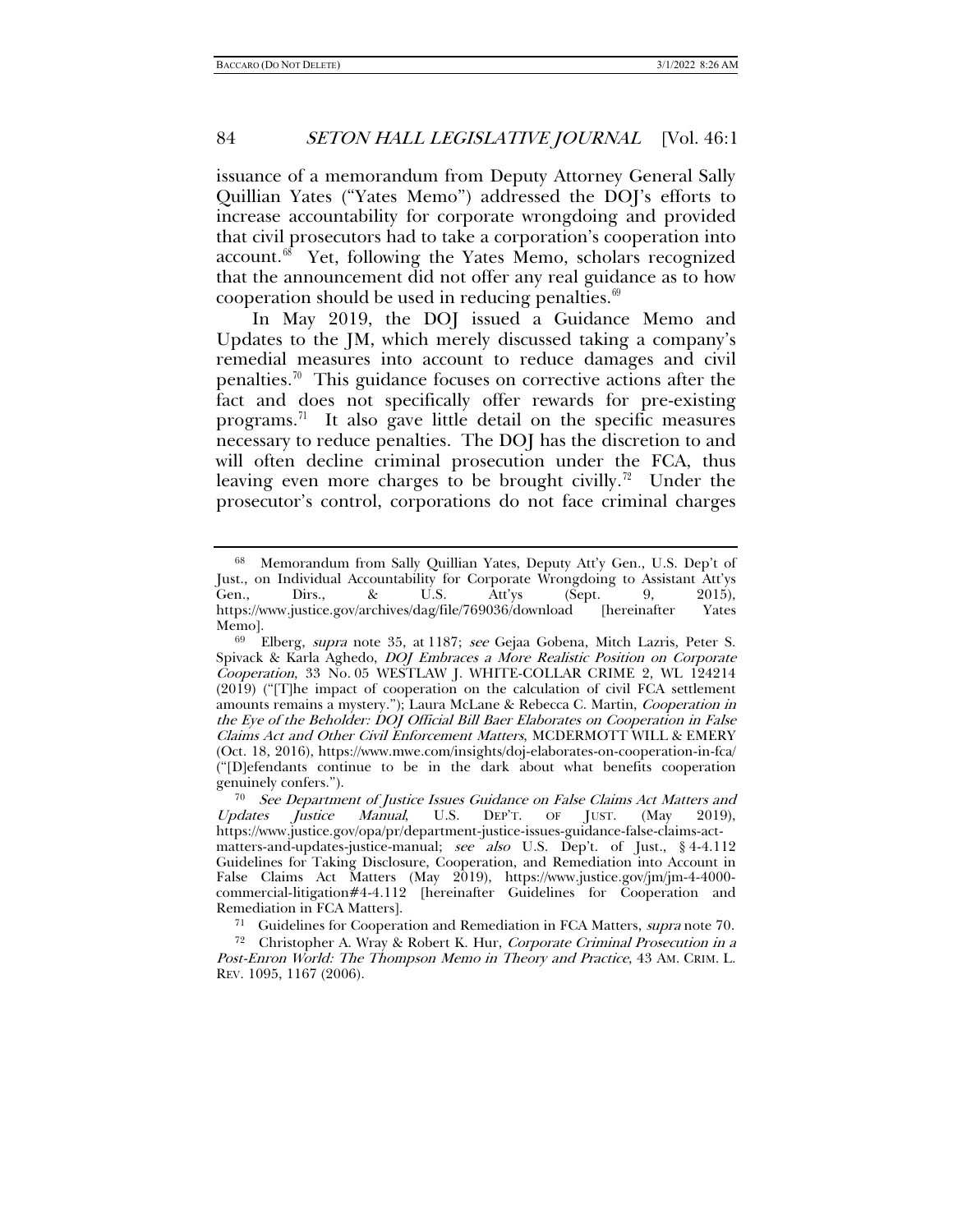issuance of a memorandum from Deputy Attorney General Sally Quillian Yates ("Yates Memo") addressed the DOJ's efforts to increase accountability for corporate wrongdoing and provided that civil prosecutors had to take a corporation's cooperation into account.[68] Yet, following the Yates Memo, scholars recognized that the announcement did not offer any real guidance as to how cooperation should be used in reducing penalties.[69]

In May 2019, the DOJ issued a Guidance Memo and Updates to the JM, which merely discussed taking a company's remedial measures into account to reduce damages and civil penalties.[70] This guidance focuses on corrective actions after the fact and does not specifically offer rewards for pre-existing programs.[71] It also gave little detail on the specific measures necessary to reduce penalties. The DOJ has the discretion to and will often decline criminal prosecution under the FCA, thus leaving even more charges to be brought civilly.[72] Under the prosecutor's control, corporations do not face criminal charges

---

[68] Memorandum from Sally Quillian Yates, Deputy Att'y Gen., U.S. Dep't of Just., on Individual Accountability for Corporate Wrongdoing to Assistant Att'ys Gen., Dirs., & U.S. Att'ys (Sept. 9, 2015), https://www.justice.gov/archives/dag/file/769036/download [hereinafter Yates Memo].

[69] Elberg, *supra* note 35, at 1187; *see* Gejaa Gobena, Mitch Lazris, Peter S. Spivack & Karla Aghedo, *DOJ Embraces a More Realistic Position on Corporate Cooperation*, 33 No. 05 WESTLAW J. WHITE-COLLAR CRIME 2, WL 124214 (2019) ("[T]he impact of cooperation on the calculation of civil FCA settlement amounts remains a mystery."); Laura McLane & Rebecca C. Martin, *Cooperation in the Eye of the Beholder: DOJ Official Bill Baer Elaborates on Cooperation in False Claims Act and Other Civil Enforcement Matters*, MCDERMOTT WILL & EMERY (Oct. 18, 2016), https://www.mwe.com/insights/doj-elaborates-on-cooperation-in-fca/ ("[D]efendants continue to be in the dark about what benefits cooperation genuinely confers.").

[70] *See Department of Justice Issues Guidance on False Claims Act Matters and Updates Justice Manual*, U.S. DEP'T. OF JUST. (May 2019), https://www.justice.gov/opa/pr/department-justice-issues-guidance-false-claims-act-matters-and-updates-justice-manual; *see also* U.S. Dep't. of Just., § 4-4.112 Guidelines for Taking Disclosure, Cooperation, and Remediation into Account in False Claims Act Matters (May 2019), https://www.justice.gov/jm/jm-4-4000-commercial-litigation#4-4.112 [hereinafter Guidelines for Cooperation and Remediation in FCA Matters].

[71] Guidelines for Cooperation and Remediation in FCA Matters, *supra* note 70.

[72] Christopher A. Wray & Robert K. Hur, *Corporate Criminal Prosecution in a Post-Enron World: The Thompson Memo in Theory and Practice*, 43 AM. CRIM. L. REV. 1095, 1167 (2006).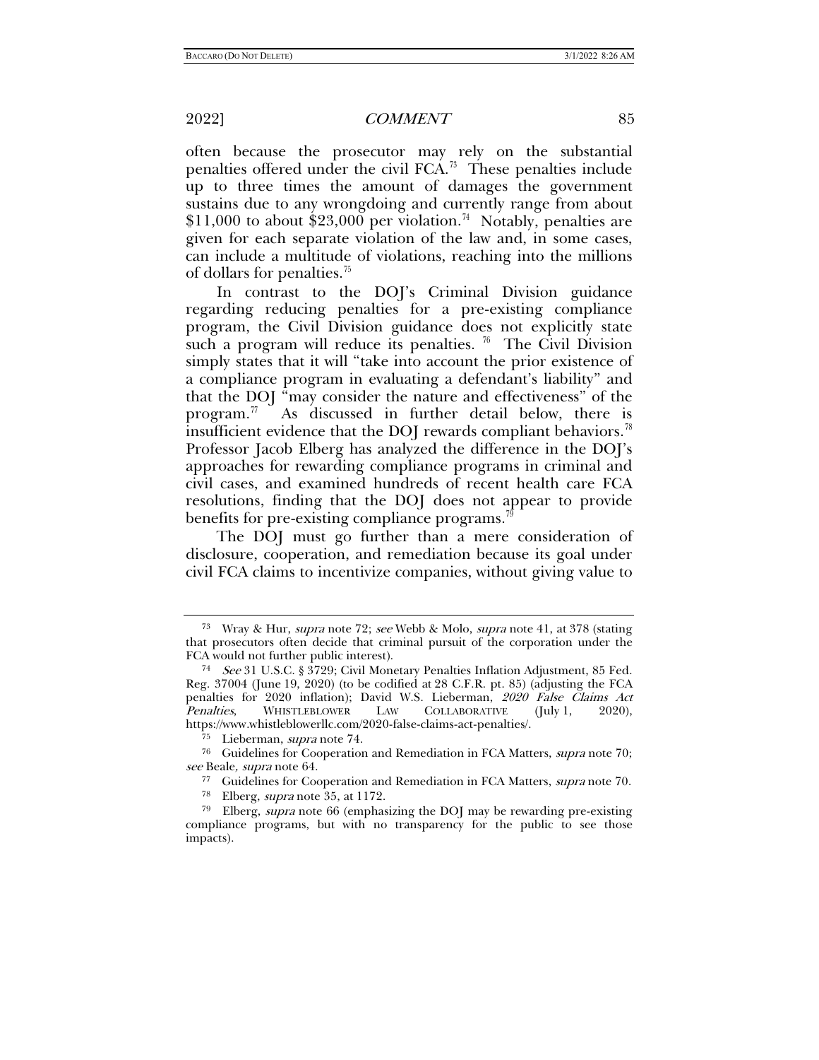often because the prosecutor may rely on the substantial penalties offered under the civil FCA.[73] These penalties include up to three times the amount of damages the government sustains due to any wrongdoing and currently range from about $11,000 to about $23,000 per violation.[74] Notably, penalties are given for each separate violation of the law and, in some cases, can include a multitude of violations, reaching into the millions of dollars for penalties.[75]

In contrast to the DOJ's Criminal Division guidance regarding reducing penalties for a pre-existing compliance program, the Civil Division guidance does not explicitly state such a program will reduce its penalties.[76] The Civil Division simply states that it will "take into account the prior existence of a compliance program in evaluating a defendant's liability" and that the DOJ "may consider the nature and effectiveness" of the program.[77] As discussed in further detail below, there is insufficient evidence that the DOJ rewards compliant behaviors.[78] Professor Jacob Elberg has analyzed the difference in the DOJ's approaches for rewarding compliance programs in criminal and civil cases, and examined hundreds of recent health care FCA resolutions, finding that the DOJ does not appear to provide benefits for pre-existing compliance programs.[79]

The DOJ must go further than a mere consideration of disclosure, cooperation, and remediation because its goal under civil FCA claims to incentivize companies, without giving value to

---

[73] Wray & Hur, *supra* note 72; *see* Webb & Molo, *supra* note 41, at 378 (stating that prosecutors often decide that criminal pursuit of the corporation under the FCA would not further public interest).

[74] *See* 31 U.S.C. § 3729; Civil Monetary Penalties Inflation Adjustment, 85 Fed. Reg. 37004 (June 19, 2020) (to be codified at 28 C.F.R. pt. 85) (adjusting the FCA penalties for 2020 inflation); David W.S. Lieberman, *2020 False Claims Act Penalties*, WHISTLEBLOWER LAW COLLABORATIVE (July 1, 2020), https://www.whistleblowerllc.com/2020-false-claims-act-penalties/.

[75] Lieberman, *supra* note 74.

[76] Guidelines for Cooperation and Remediation in FCA Matters, *supra* note 70; *see* Beale, *supra* note 64.

[77] Guidelines for Cooperation and Remediation in FCA Matters, *supra* note 70.

[78] Elberg, *supra* note 35, at 1172.

[79] Elberg, *supra* note 66 (emphasizing the DOJ may be rewarding pre-existing compliance programs, but with no transparency for the public to see those impacts).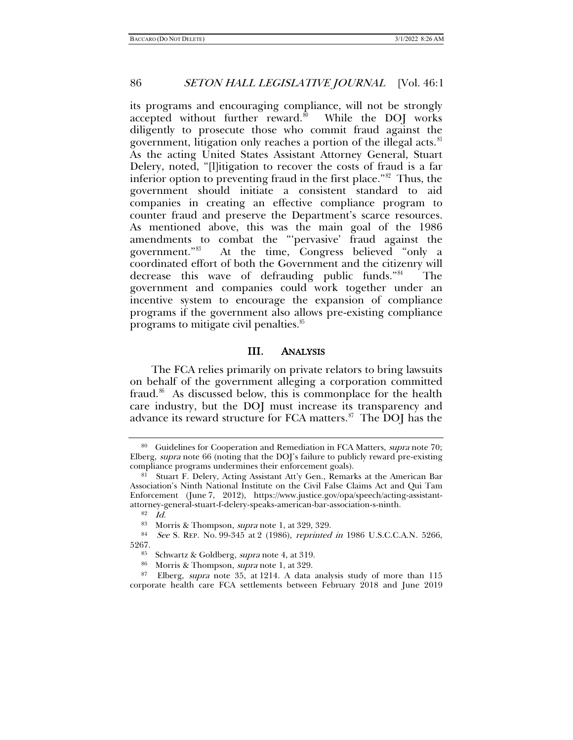its programs and encouraging compliance, will not be strongly accepted without further reward.[80] While the DOJ works diligently to prosecute those who commit fraud against the government, litigation only reaches a portion of the illegal acts.[81] As the acting United States Assistant Attorney General, Stuart Delery, noted, "[l]itigation to recover the costs of fraud is a far inferior option to preventing fraud in the first place."[82] Thus, the government should initiate a consistent standard to aid companies in creating an effective compliance program to counter fraud and preserve the Department's scarce resources. As mentioned above, this was the main goal of the 1986 amendments to combat the "'pervasive' fraud against the government."[83] At the time, Congress believed "only a coordinated effort of both the Government and the citizenry will decrease this wave of defrauding public funds."[84] The government and companies could work together under an incentive system to encourage the expansion of compliance programs if the government also allows pre-existing compliance programs to mitigate civil penalties.[85]

## III. ANALYSIS

The FCA relies primarily on private relators to bring lawsuits on behalf of the government alleging a corporation committed fraud.[86] As discussed below, this is commonplace for the health care industry, but the DOJ must increase its transparency and advance its reward structure for FCA matters.[87] The DOJ has the

---

[80] Guidelines for Cooperation and Remediation in FCA Matters, *supra* note 70; Elberg, *supra* note 66 (noting that the DOJ's failure to publicly reward pre-existing compliance programs undermines their enforcement goals).

[81] Stuart F. Delery, Acting Assistant Att'y Gen., Remarks at the American Bar Association's Ninth National Institute on the Civil False Claims Act and Qui Tam Enforcement (June 7, 2012), https://www.justice.gov/opa/speech/acting-assistant-attorney-general-stuart-f-delery-speaks-american-bar-association-s-ninth.

[82] *Id.*

[83] Morris & Thompson, *supra* note 1, at 329, 329.

[84] *See* S. REP. No. 99-345 at 2 (1986), *reprinted in* 1986 U.S.C.C.A.N. 5266, 5267.

[85] Schwartz & Goldberg, *supra* note 4, at 319.

[86] Morris & Thompson, *supra* note 1, at 329.

[87] Elberg, *supra* note 35, at 1214. A data analysis study of more than 115 corporate health care FCA settlements between February 2018 and June 2019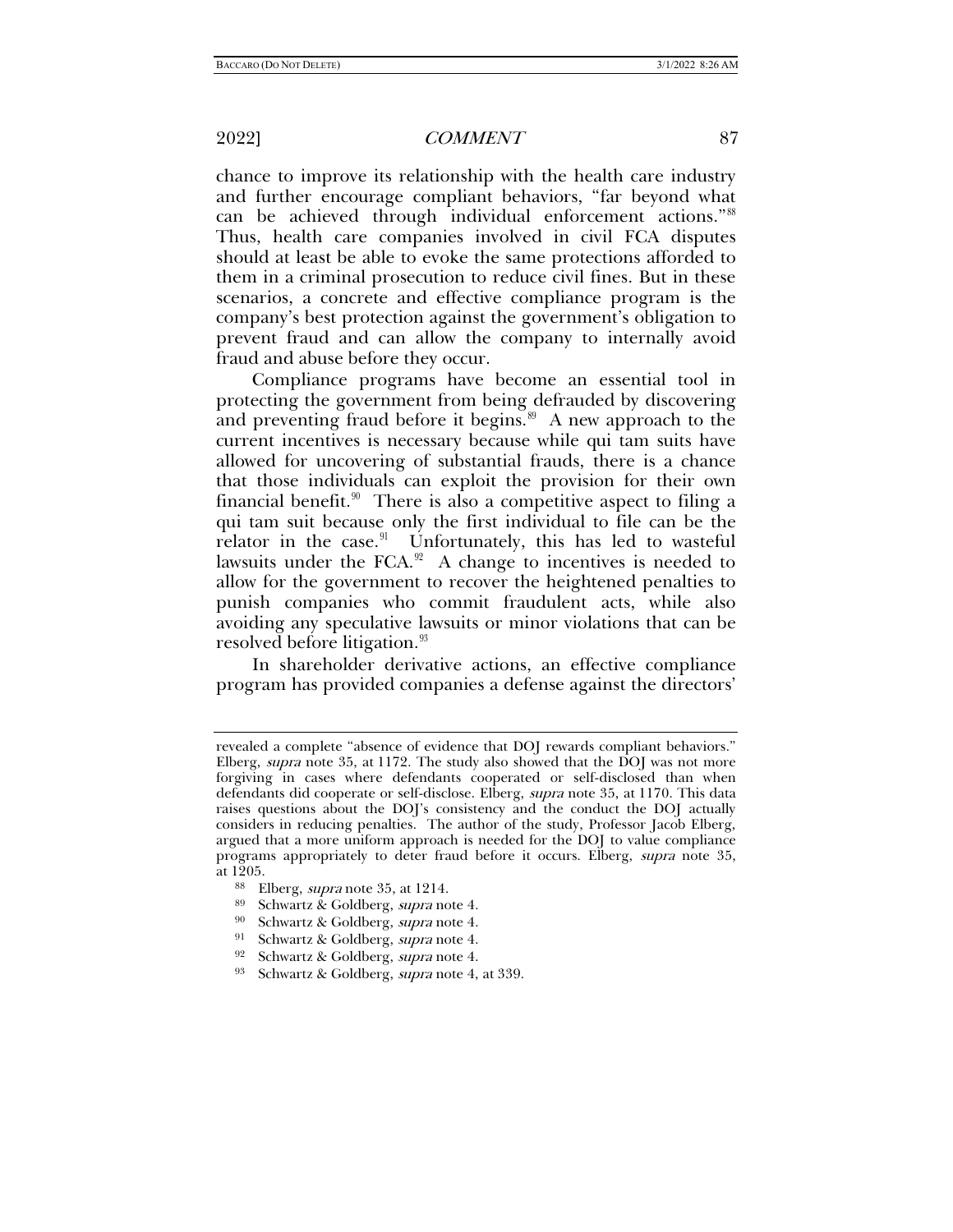chance to improve its relationship with the health care industry and further encourage compliant behaviors, "far beyond what can be achieved through individual enforcement actions."[88] Thus, health care companies involved in civil FCA disputes should at least be able to evoke the same protections afforded to them in a criminal prosecution to reduce civil fines. But in these scenarios, a concrete and effective compliance program is the company's best protection against the government's obligation to prevent fraud and can allow the company to internally avoid fraud and abuse before they occur.

Compliance programs have become an essential tool in protecting the government from being defrauded by discovering and preventing fraud before it begins.[89] A new approach to the current incentives is necessary because while qui tam suits have allowed for uncovering of substantial frauds, there is a chance that those individuals can exploit the provision for their own financial benefit.[90] There is also a competitive aspect to filing a qui tam suit because only the first individual to file can be the relator in the case.[91] Unfortunately, this has led to wasteful lawsuits under the FCA.[92] A change to incentives is needed to allow for the government to recover the heightened penalties to punish companies who commit fraudulent acts, while also avoiding any speculative lawsuits or minor violations that can be resolved before litigation.[93]

In shareholder derivative actions, an effective compliance program has provided companies a defense against the directors'

---

revealed a complete "absence of evidence that DOJ rewards compliant behaviors." Elberg, *supra* note 35, at 1172. The study also showed that the DOJ was not more forgiving in cases where defendants cooperated or self-disclosed than when defendants did cooperate or self-disclose. Elberg, *supra* note 35, at 1170. This data raises questions about the DOJ's consistency and the conduct the DOJ actually considers in reducing penalties. The author of the study, Professor Jacob Elberg, argued that a more uniform approach is needed for the DOJ to value compliance programs appropriately to deter fraud before it occurs. Elberg, *supra* note 35, at 1205.

[88] Elberg, *supra* note 35, at 1214.

[89] Schwartz & Goldberg, *supra* note 4.

[90] Schwartz & Goldberg, *supra* note 4.

[91] Schwartz & Goldberg, *supra* note 4.

[92] Schwartz & Goldberg, *supra* note 4.

[93] Schwartz & Goldberg, *supra* note 4, at 339.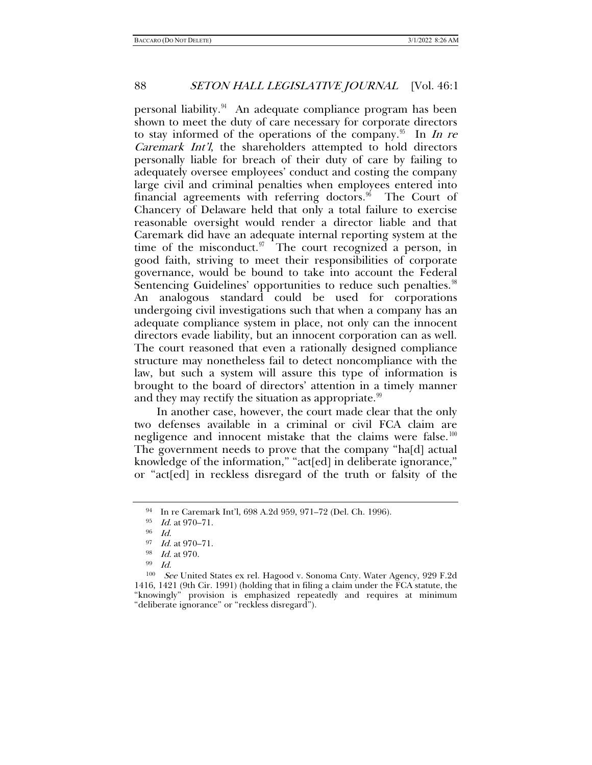personal liability.[94] An adequate compliance program has been shown to meet the duty of care necessary for corporate directors to stay informed of the operations of the company.[95] In *In re Caremark Int'l*, the shareholders attempted to hold directors personally liable for breach of their duty of care by failing to adequately oversee employees' conduct and costing the company large civil and criminal penalties when employees entered into financial agreements with referring doctors.[96] The Court of Chancery of Delaware held that only a total failure to exercise reasonable oversight would render a director liable and that Caremark did have an adequate internal reporting system at the time of the misconduct.[97] The court recognized a person, in good faith, striving to meet their responsibilities of corporate governance, would be bound to take into account the Federal Sentencing Guidelines' opportunities to reduce such penalties.[98] An analogous standard could be used for corporations undergoing civil investigations such that when a company has an adequate compliance system in place, not only can the innocent directors evade liability, but an innocent corporation can as well. The court reasoned that even a rationally designed compliance structure may nonetheless fail to detect noncompliance with the law, but such a system will assure this type of information is brought to the board of directors' attention in a timely manner and they may rectify the situation as appropriate.[99]

In another case, however, the court made clear that the only two defenses available in a criminal or civil FCA claim are negligence and innocent mistake that the claims were false.[100] The government needs to prove that the company "ha[d] actual knowledge of the information," "act[ed] in deliberate ignorance," or "act[ed] in reckless disregard of the truth or falsity of the

---

[94] In re Caremark Int'l, 698 A.2d 959, 971–72 (Del. Ch. 1996).

[95] *Id.* at 970–71.

[96] *Id.*

[97] *Id.* at 970–71.

[98] *Id.* at 970.

[99] *Id.*

[100] *See* United States ex rel. Hagood v. Sonoma Cnty. Water Agency, 929 F.2d 1416, 1421 (9th Cir. 1991) (holding that in filing a claim under the FCA statute, the "knowingly" provision is emphasized repeatedly and requires at minimum "deliberate ignorance" or "reckless disregard").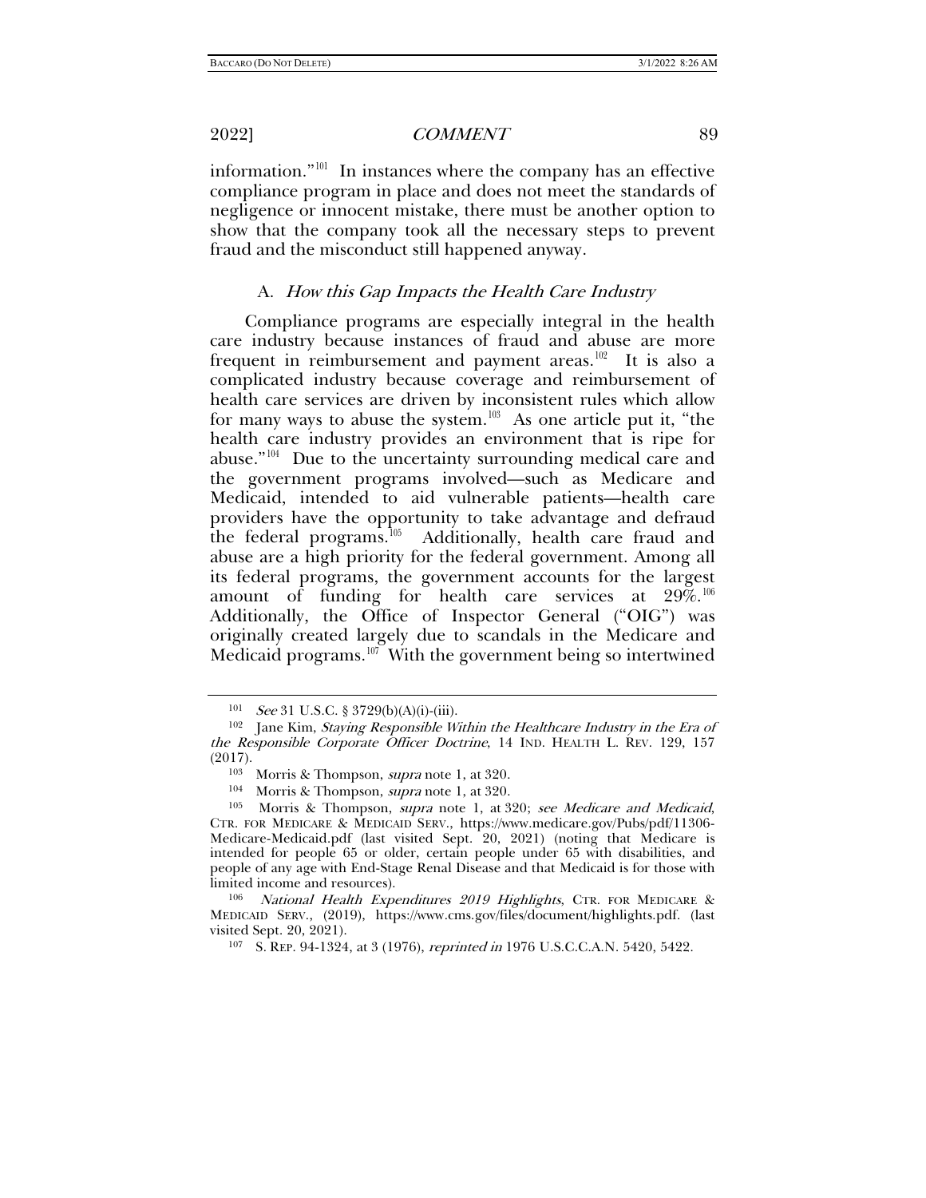information."[101] In instances where the company has an effective compliance program in place and does not meet the standards of negligence or innocent mistake, there must be another option to show that the company took all the necessary steps to prevent fraud and the misconduct still happened anyway.

### A. *How this Gap Impacts the Health Care Industry*

Compliance programs are especially integral in the health care industry because instances of fraud and abuse are more frequent in reimbursement and payment areas.[102] It is also a complicated industry because coverage and reimbursement of health care services are driven by inconsistent rules which allow for many ways to abuse the system.[103] As one article put it, "the health care industry provides an environment that is ripe for abuse."[104] Due to the uncertainty surrounding medical care and the government programs involved—such as Medicare and Medicaid, intended to aid vulnerable patients—health care providers have the opportunity to take advantage and defraud the federal programs.[105] Additionally, health care fraud and abuse are a high priority for the federal government. Among all its federal programs, the government accounts for the largest amount of funding for health care services at 29%.[106] Additionally, the Office of Inspector General ("OIG") was originally created largely due to scandals in the Medicare and Medicaid programs.[107] With the government being so intertwined

---

[101] *See* 31 U.S.C. § 3729(b)(A)(i)-(iii).

[102] Jane Kim, *Staying Responsible Within the Healthcare Industry in the Era of the Responsible Corporate Officer Doctrine*, 14 IND. HEALTH L. REV. 129, 157 (2017).

[103] Morris & Thompson, *supra* note 1, at 320.

[104] Morris & Thompson, *supra* note 1, at 320.

[105] Morris & Thompson, *supra* note 1, at 320; *see Medicare and Medicaid*, CTR. FOR MEDICARE & MEDICAID SERV., https://www.medicare.gov/Pubs/pdf/11306-Medicare-Medicaid.pdf (last visited Sept. 20, 2021) (noting that Medicare is intended for people 65 or older, certain people under 65 with disabilities, and people of any age with End-Stage Renal Disease and that Medicaid is for those with limited income and resources).

[106] *National Health Expenditures 2019 Highlights*, CTR. FOR MEDICARE & MEDICAID SERV., (2019), https://www.cms.gov/files/document/highlights.pdf. (last visited Sept. 20, 2021).

[107] S. REP. 94-1324, at 3 (1976), *reprinted in* 1976 U.S.C.C.A.N. 5420, 5422.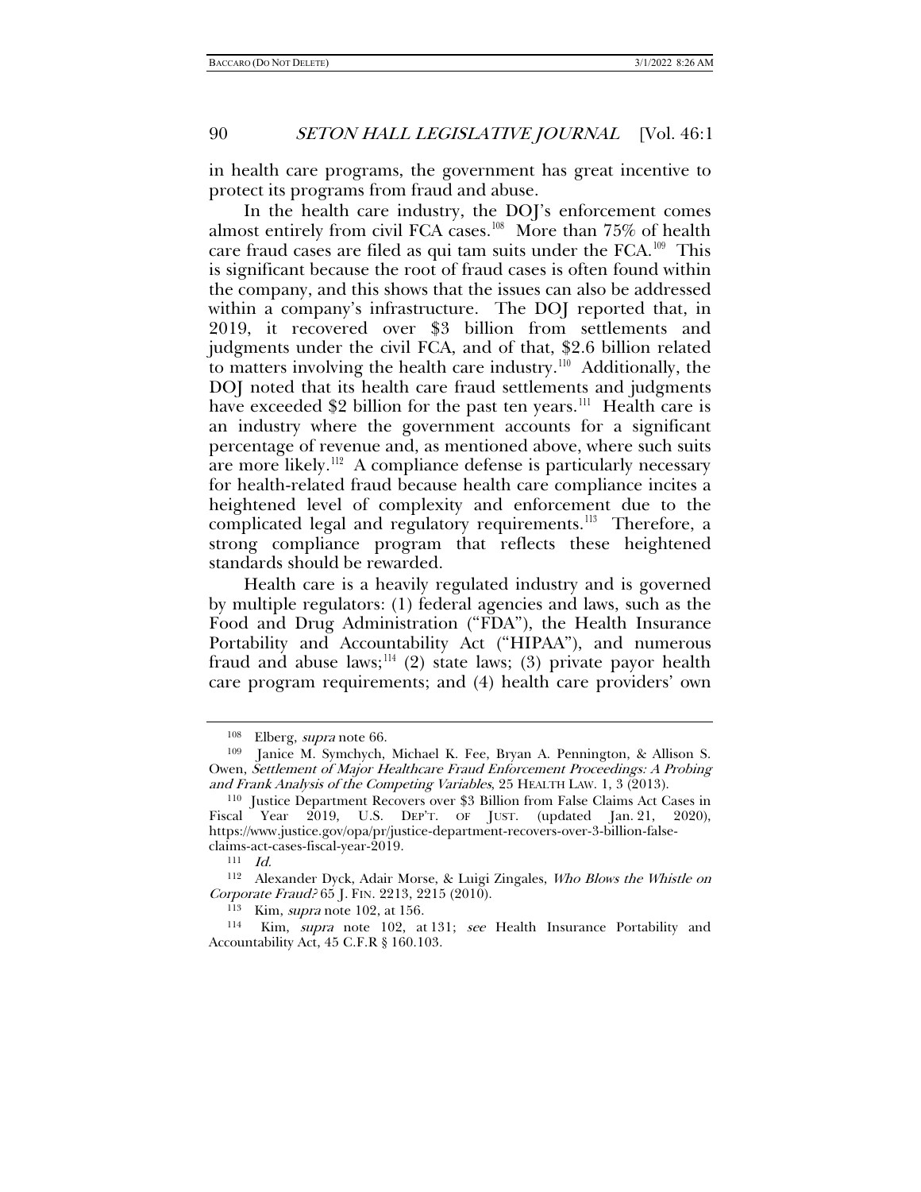in health care programs, the government has great incentive to protect its programs from fraud and abuse.

In the health care industry, the DOJ's enforcement comes almost entirely from civil FCA cases.[108] More than 75% of health care fraud cases are filed as qui tam suits under the FCA.[109] This is significant because the root of fraud cases is often found within the company, and this shows that the issues can also be addressed within a company's infrastructure. The DOJ reported that, in 2019, it recovered over $3 billion from settlements and judgments under the civil FCA, and of that, $2.6 billion related to matters involving the health care industry.[110] Additionally, the DOJ noted that its health care fraud settlements and judgments have exceeded $2 billion for the past ten years.[111] Health care is an industry where the government accounts for a significant percentage of revenue and, as mentioned above, where such suits are more likely.[112] A compliance defense is particularly necessary for health-related fraud because health care compliance incites a heightened level of complexity and enforcement due to the complicated legal and regulatory requirements.[113] Therefore, a strong compliance program that reflects these heightened standards should be rewarded.

Health care is a heavily regulated industry and is governed by multiple regulators: (1) federal agencies and laws, such as the Food and Drug Administration ("FDA"), the Health Insurance Portability and Accountability Act ("HIPAA"), and numerous fraud and abuse laws;[114] (2) state laws; (3) private payor health care program requirements; and (4) health care providers' own

---

[108] Elberg, *supra* note 66.

[109] Janice M. Symchych, Michael K. Fee, Bryan A. Pennington, & Allison S. Owen, *Settlement of Major Healthcare Fraud Enforcement Proceedings: A Probing and Frank Analysis of the Competing Variables*, 25 HEALTH LAW. 1, 3 (2013).

[110] Justice Department Recovers over $3 Billion from False Claims Act Cases in Fiscal Year 2019, U.S. DEP'T. OF JUST. (updated Jan. 21, 2020), https://www.justice.gov/opa/pr/justice-department-recovers-over-3-billion-false-claims-act-cases-fiscal-year-2019.

[111] *Id.*

[112] Alexander Dyck, Adair Morse, & Luigi Zingales, *Who Blows the Whistle on Corporate Fraud?* 65 J. FIN. 2213, 2215 (2010).

[113] Kim, *supra* note 102, at 156.

[114] Kim, *supra* note 102, at 131; *see* Health Insurance Portability and Accountability Act, 45 C.F.R § 160.103.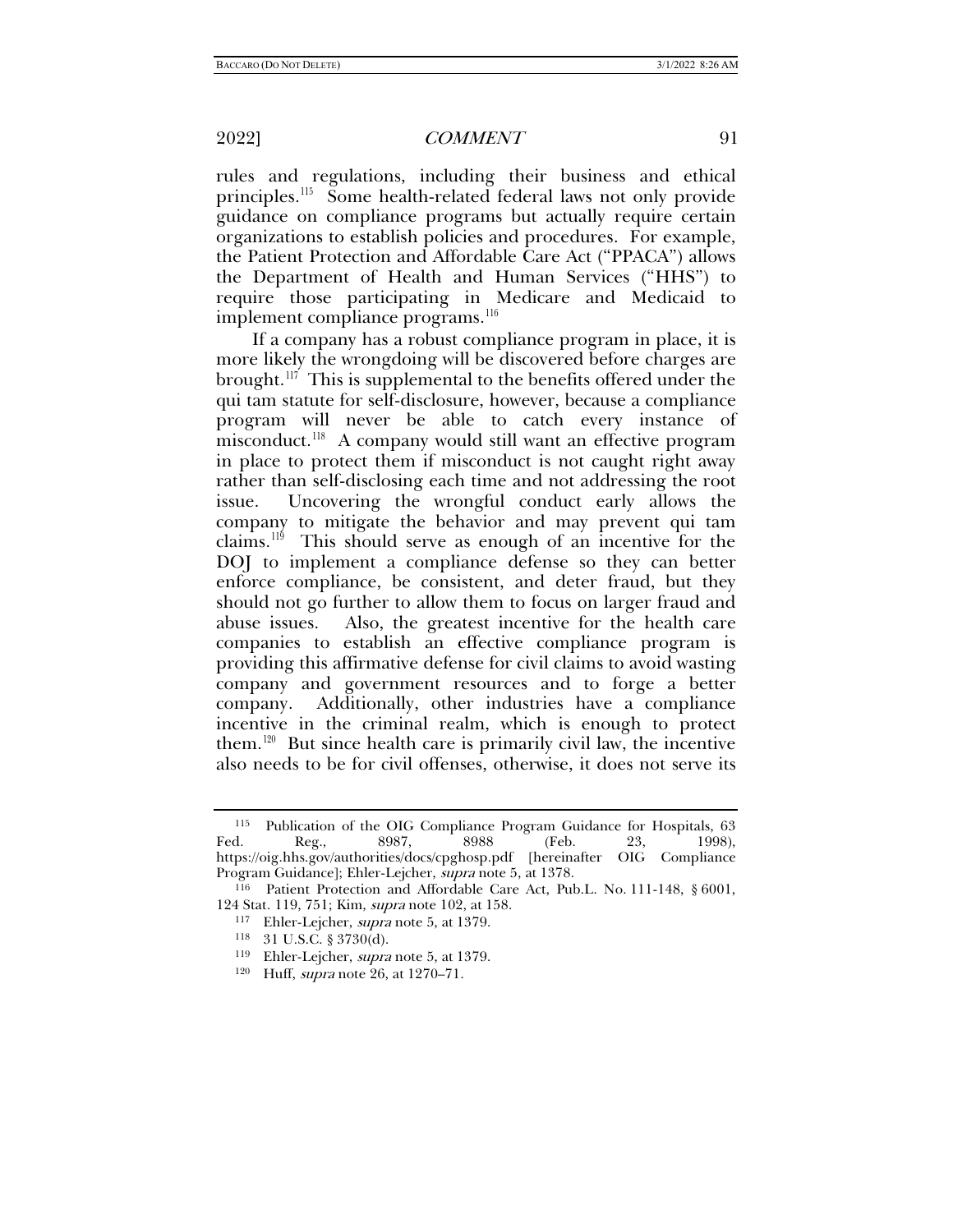rules and regulations, including their business and ethical principles.[115] Some health-related federal laws not only provide guidance on compliance programs but actually require certain organizations to establish policies and procedures. For example, the Patient Protection and Affordable Care Act ("PPACA") allows the Department of Health and Human Services ("HHS") to require those participating in Medicare and Medicaid to implement compliance programs.[116]

If a company has a robust compliance program in place, it is more likely the wrongdoing will be discovered before charges are brought.[117] This is supplemental to the benefits offered under the qui tam statute for self-disclosure, however, because a compliance program will never be able to catch every instance of misconduct.[118] A company would still want an effective program in place to protect them if misconduct is not caught right away rather than self-disclosing each time and not addressing the root issue. Uncovering the wrongful conduct early allows the company to mitigate the behavior and may prevent qui tam claims.[119] This should serve as enough of an incentive for the DOJ to implement a compliance defense so they can better enforce compliance, be consistent, and deter fraud, but they should not go further to allow them to focus on larger fraud and abuse issues. Also, the greatest incentive for the health care companies to establish an effective compliance program is providing this affirmative defense for civil claims to avoid wasting company and government resources and to forge a better company. Additionally, other industries have a compliance incentive in the criminal realm, which is enough to protect them.[120] But since health care is primarily civil law, the incentive also needs to be for civil offenses, otherwise, it does not serve its

---

[115] Publication of the OIG Compliance Program Guidance for Hospitals, 63 Fed. Reg., 8987, 8988 (Feb. 23, 1998), https://oig.hhs.gov/authorities/docs/cpghosp.pdf [hereinafter OIG Compliance Program Guidance]; Ehler-Lejcher, *supra* note 5, at 1378.

[116] Patient Protection and Affordable Care Act, Pub.L. No. 111-148, § 6001, 124 Stat. 119, 751; Kim, *supra* note 102, at 158.

[117] Ehler-Lejcher, *supra* note 5, at 1379.

[118] 31 U.S.C. § 3730(d).

[119] Ehler-Lejcher, *supra* note 5, at 1379.

[120] Huff, *supra* note 26, at 1270–71.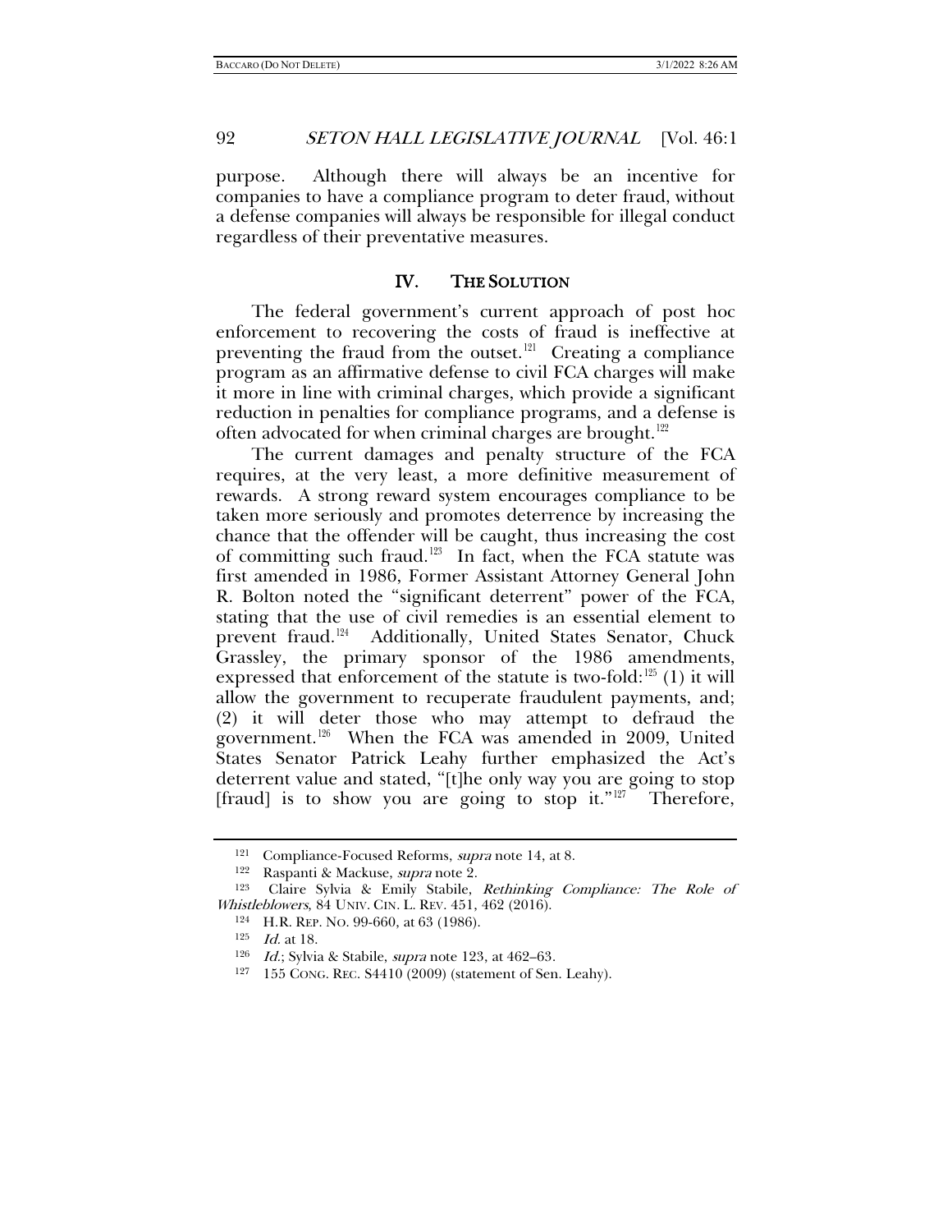purpose. Although there will always be an incentive for companies to have a compliance program to deter fraud, without a defense companies will always be responsible for illegal conduct regardless of their preventative measures.

## IV. THE SOLUTION

The federal government's current approach of post hoc enforcement to recovering the costs of fraud is ineffective at preventing the fraud from the outset.[121] Creating a compliance program as an affirmative defense to civil FCA charges will make it more in line with criminal charges, which provide a significant reduction in penalties for compliance programs, and a defense is often advocated for when criminal charges are brought.[122]

The current damages and penalty structure of the FCA requires, at the very least, a more definitive measurement of rewards. A strong reward system encourages compliance to be taken more seriously and promotes deterrence by increasing the chance that the offender will be caught, thus increasing the cost of committing such fraud.[123] In fact, when the FCA statute was first amended in 1986, Former Assistant Attorney General John R. Bolton noted the "significant deterrent" power of the FCA, stating that the use of civil remedies is an essential element to prevent fraud.[124] Additionally, United States Senator, Chuck Grassley, the primary sponsor of the 1986 amendments, expressed that enforcement of the statute is two-fold:[125] (1) it will allow the government to recuperate fraudulent payments, and; (2) it will deter those who may attempt to defraud the government.[126] When the FCA was amended in 2009, United States Senator Patrick Leahy further emphasized the Act's deterrent value and stated, "[t]he only way you are going to stop [fraud] is to show you are going to stop it."[127] Therefore,

---

[121] Compliance-Focused Reforms, *supra* note 14, at 8.

[122] Raspanti & Mackuse, *supra* note 2.

[123] Claire Sylvia & Emily Stabile, *Rethinking Compliance: The Role of Whistleblowers*, 84 UNIV. CIN. L. REV. 451, 462 (2016).

[124] H.R. REP. NO. 99-660, at 63 (1986).

[125] *Id.* at 18.

[126] *Id.*; Sylvia & Stabile, *supra* note 123, at 462–63.

[127] 155 CONG. REC. S4410 (2009) (statement of Sen. Leahy).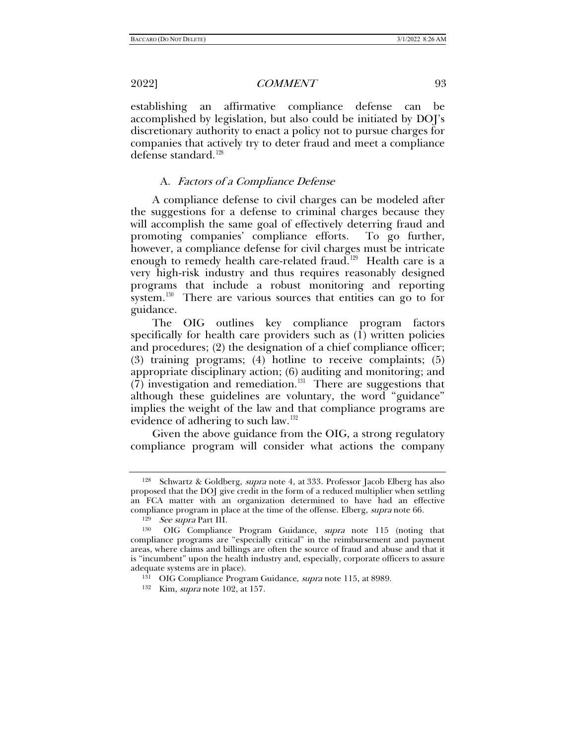establishing an affirmative compliance defense can be accomplished by legislation, but also could be initiated by DOJ's discretionary authority to enact a policy not to pursue charges for companies that actively try to deter fraud and meet a compliance defense standard.[128]

### A. *Factors of a Compliance Defense*

A compliance defense to civil charges can be modeled after the suggestions for a defense to criminal charges because they will accomplish the same goal of effectively deterring fraud and promoting companies' compliance efforts. To go further, however, a compliance defense for civil charges must be intricate enough to remedy health care-related fraud.[129] Health care is a very high-risk industry and thus requires reasonably designed programs that include a robust monitoring and reporting system.[130] There are various sources that entities can go to for guidance.

The OIG outlines key compliance program factors specifically for health care providers such as (1) written policies and procedures; (2) the designation of a chief compliance officer; (3) training programs; (4) hotline to receive complaints; (5) appropriate disciplinary action; (6) auditing and monitoring; and (7) investigation and remediation.[131] There are suggestions that although these guidelines are voluntary, the word "guidance" implies the weight of the law and that compliance programs are evidence of adhering to such law.[132]

Given the above guidance from the OIG, a strong regulatory compliance program will consider what actions the company

---

[128] Schwartz & Goldberg, *supra* note 4, at 333. Professor Jacob Elberg has also proposed that the DOJ give credit in the form of a reduced multiplier when settling an FCA matter with an organization determined to have had an effective compliance program in place at the time of the offense. Elberg, *supra* note 66.

[129] *See supra* Part III.

[130] OIG Compliance Program Guidance, *supra* note 115 (noting that compliance programs are "especially critical" in the reimbursement and payment areas, where claims and billings are often the source of fraud and abuse and that it is "incumbent" upon the health industry and, especially, corporate officers to assure adequate systems are in place).

[131] OIG Compliance Program Guidance, *supra* note 115, at 8989.

[132] Kim, *supra* note 102, at 157.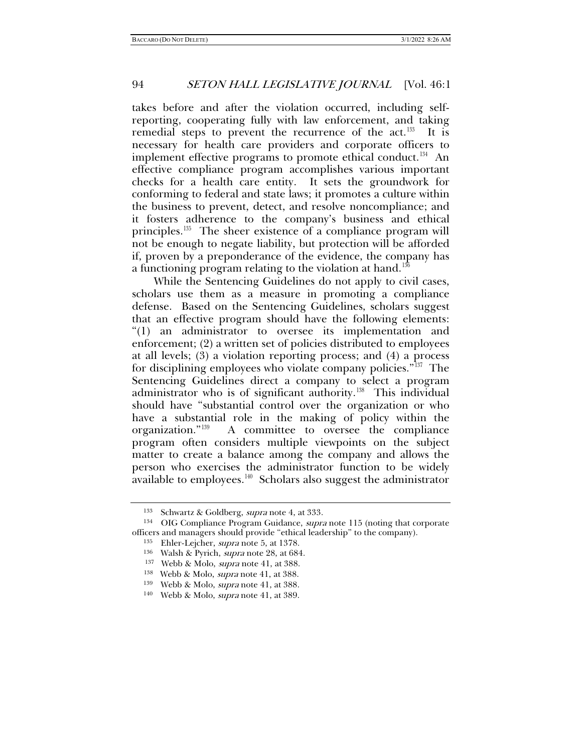takes before and after the violation occurred, including self-reporting, cooperating fully with law enforcement, and taking remedial steps to prevent the recurrence of the act.[133] It is necessary for health care providers and corporate officers to implement effective programs to promote ethical conduct.[134] An effective compliance program accomplishes various important checks for a health care entity. It sets the groundwork for conforming to federal and state laws; it promotes a culture within the business to prevent, detect, and resolve noncompliance; and it fosters adherence to the company's business and ethical principles.[135] The sheer existence of a compliance program will not be enough to negate liability, but protection will be afforded if, proven by a preponderance of the evidence, the company has a functioning program relating to the violation at hand.[136]

While the Sentencing Guidelines do not apply to civil cases, scholars use them as a measure in promoting a compliance defense. Based on the Sentencing Guidelines, scholars suggest that an effective program should have the following elements: "(1) an administrator to oversee its implementation and enforcement; (2) a written set of policies distributed to employees at all levels; (3) a violation reporting process; and (4) a process for disciplining employees who violate company policies."[137] The Sentencing Guidelines direct a company to select a program administrator who is of significant authority.[138] This individual should have "substantial control over the organization or who have a substantial role in the making of policy within the organization."[139] A committee to oversee the compliance program often considers multiple viewpoints on the subject matter to create a balance among the company and allows the person who exercises the administrator function to be widely available to employees.[140] Scholars also suggest the administrator

---

[133] Schwartz & Goldberg, *supra* note 4, at 333.

[134] OIG Compliance Program Guidance, *supra* note 115 (noting that corporate officers and managers should provide "ethical leadership" to the company).

[135] Ehler-Lejcher, *supra* note 5, at 1378.

[136] Walsh & Pyrich, *supra* note 28, at 684.

[137] Webb & Molo, *supra* note 41, at 388.

[138] Webb & Molo, *supra* note 41, at 388.

[139] Webb & Molo, *supra* note 41, at 388.

[140] Webb & Molo, *supra* note 41, at 389.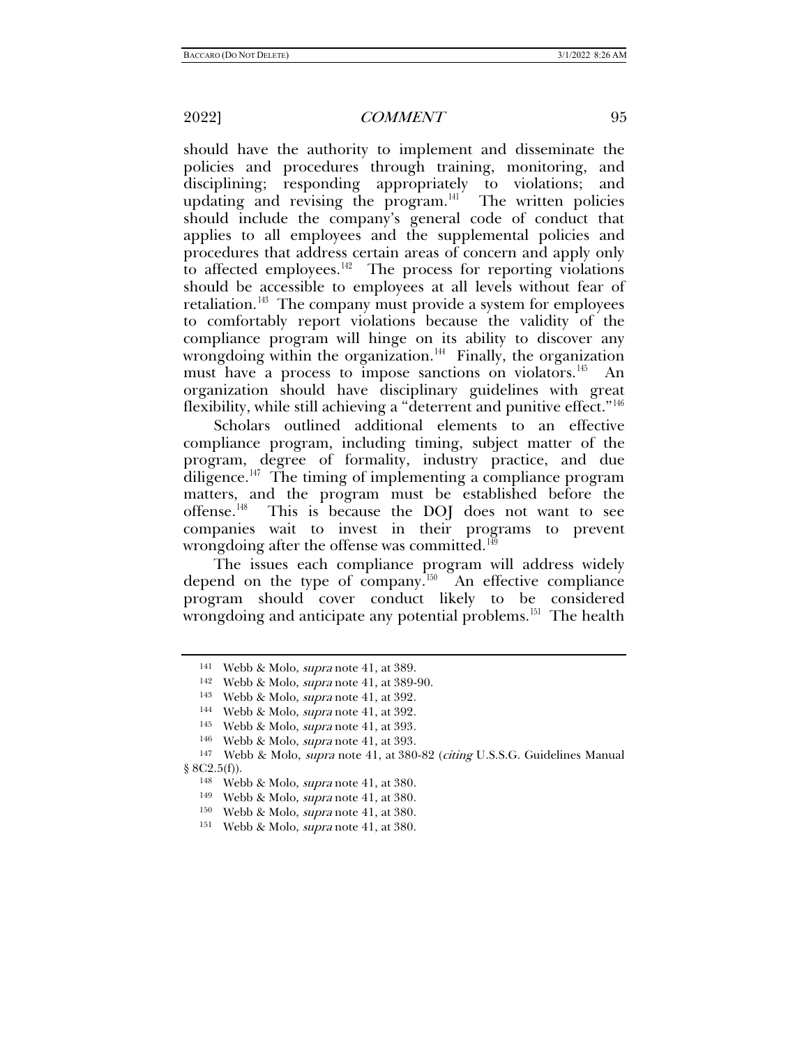should have the authority to implement and disseminate the policies and procedures through training, monitoring, and disciplining; responding appropriately to violations; and updating and revising the program.[141] The written policies should include the company's general code of conduct that applies to all employees and the supplemental policies and procedures that address certain areas of concern and apply only to affected employees.[142] The process for reporting violations should be accessible to employees at all levels without fear of retaliation.[143] The company must provide a system for employees to comfortably report violations because the validity of the compliance program will hinge on its ability to discover any wrongdoing within the organization.[144] Finally, the organization must have a process to impose sanctions on violators.[145] An organization should have disciplinary guidelines with great flexibility, while still achieving a "deterrent and punitive effect."[146]

Scholars outlined additional elements to an effective compliance program, including timing, subject matter of the program, degree of formality, industry practice, and due diligence.[147] The timing of implementing a compliance program matters, and the program must be established before the offense.[148] This is because the DOJ does not want to see companies wait to invest in their programs to prevent wrongdoing after the offense was committed.[149]

The issues each compliance program will address widely depend on the type of company.[150] An effective compliance program should cover conduct likely to be considered wrongdoing and anticipate any potential problems.[151] The health

---

141 Webb & Molo, *supra* note 41, at 389.

142 Webb & Molo, *supra* note 41, at 389-90.

143 Webb & Molo, *supra* note 41, at 392.

144 Webb & Molo, *supra* note 41, at 392.

145 Webb & Molo, *supra* note 41, at 393.

146 Webb & Molo, *supra* note 41, at 393.

147 Webb & Molo, *supra* note 41, at 380-82 (*citing* U.S.S.G. Guidelines Manual § 8C2.5(f)).

148 Webb & Molo, *supra* note 41, at 380.

149 Webb & Molo, *supra* note 41, at 380.

150 Webb & Molo, *supra* note 41, at 380.

151 Webb & Molo, *supra* note 41, at 380.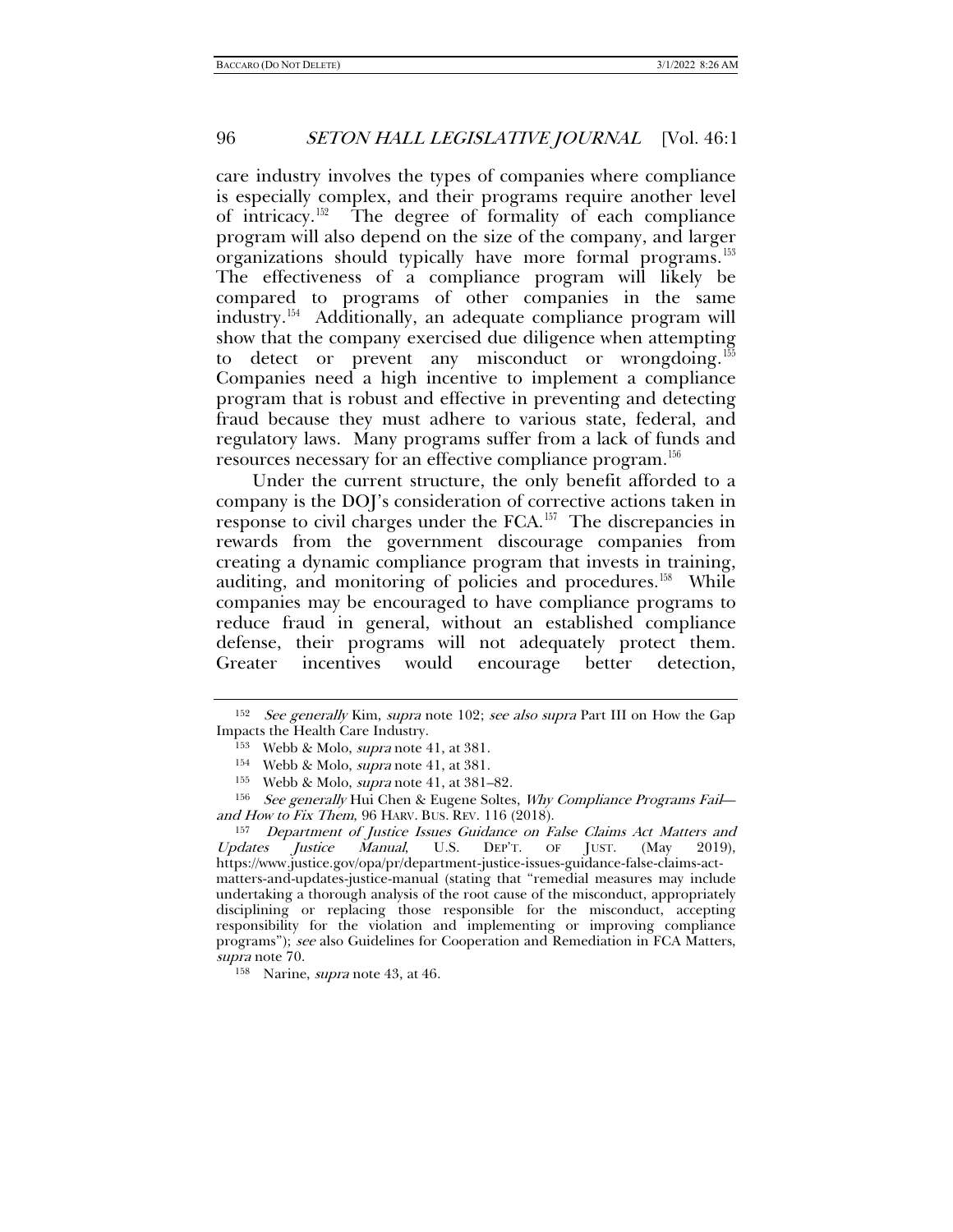care industry involves the types of companies where compliance is especially complex, and their programs require another level of intricacy.[152] The degree of formality of each compliance program will also depend on the size of the company, and larger organizations should typically have more formal programs.[153] The effectiveness of a compliance program will likely be compared to programs of other companies in the same industry.[154] Additionally, an adequate compliance program will show that the company exercised due diligence when attempting to detect or prevent any misconduct or wrongdoing.[155] Companies need a high incentive to implement a compliance program that is robust and effective in preventing and detecting fraud because they must adhere to various state, federal, and regulatory laws. Many programs suffer from a lack of funds and resources necessary for an effective compliance program.[156]

Under the current structure, the only benefit afforded to a company is the DOJ's consideration of corrective actions taken in response to civil charges under the FCA.[157] The discrepancies in rewards from the government discourage companies from creating a dynamic compliance program that invests in training, auditing, and monitoring of policies and procedures.[158] While companies may be encouraged to have compliance programs to reduce fraud in general, without an established compliance defense, their programs will not adequately protect them. Greater incentives would encourage better detection,

---

[152] *See generally* Kim, *supra* note 102; *see also supra* Part III on How the Gap Impacts the Health Care Industry.

[153] Webb & Molo, *supra* note 41, at 381.

[154] Webb & Molo, *supra* note 41, at 381.

[155] Webb & Molo, *supra* note 41, at 381–82.

[156] *See generally* Hui Chen & Eugene Soltes, *Why Compliance Programs Fail—and How to Fix Them*, 96 HARV. BUS. REV. 116 (2018).

[157] *Department of Justice Issues Guidance on False Claims Act Matters and Updates Justice Manual*, U.S. DEP'T. OF JUST. (May 2019), https://www.justice.gov/opa/pr/department-justice-issues-guidance-false-claims-act-matters-and-updates-justice-manual (stating that "remedial measures may include undertaking a thorough analysis of the root cause of the misconduct, appropriately disciplining or replacing those responsible for the misconduct, accepting responsibility for the violation and implementing or improving compliance programs"); *see* also Guidelines for Cooperation and Remediation in FCA Matters, *supra* note 70.

[158] Narine, *supra* note 43, at 46.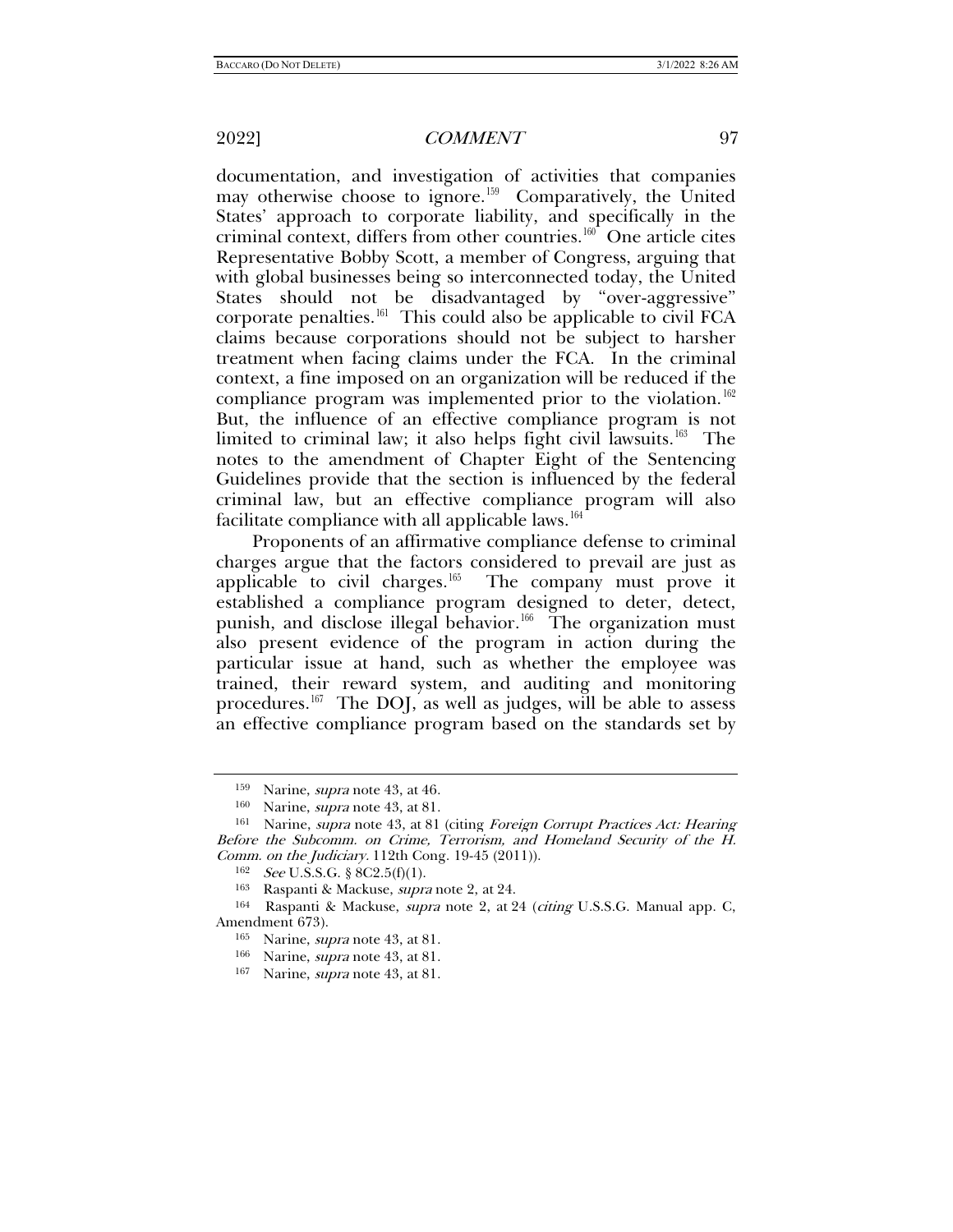documentation, and investigation of activities that companies may otherwise choose to ignore.[159] Comparatively, the United States' approach to corporate liability, and specifically in the criminal context, differs from other countries.[160] One article cites Representative Bobby Scott, a member of Congress, arguing that with global businesses being so interconnected today, the United States should not be disadvantaged by "over-aggressive" corporate penalties.[161] This could also be applicable to civil FCA claims because corporations should not be subject to harsher treatment when facing claims under the FCA. In the criminal context, a fine imposed on an organization will be reduced if the compliance program was implemented prior to the violation.[162] But, the influence of an effective compliance program is not limited to criminal law; it also helps fight civil lawsuits.[163] The notes to the amendment of Chapter Eight of the Sentencing Guidelines provide that the section is influenced by the federal criminal law, but an effective compliance program will also facilitate compliance with all applicable laws.[164]

Proponents of an affirmative compliance defense to criminal charges argue that the factors considered to prevail are just as applicable to civil charges.[165] The company must prove it established a compliance program designed to deter, detect, punish, and disclose illegal behavior.[166] The organization must also present evidence of the program in action during the particular issue at hand, such as whether the employee was trained, their reward system, and auditing and monitoring procedures.[167] The DOJ, as well as judges, will be able to assess an effective compliance program based on the standards set by

---

159 Narine, *supra* note 43, at 46.

160 Narine, *supra* note 43, at 81.

161 Narine, *supra* note 43, at 81 (citing *Foreign Corrupt Practices Act: Hearing Before the Subcomm. on Crime, Terrorism, and Homeland Security of the H. Comm. on the Judiciary*. 112th Cong. 19-45 (2011)).

162 *See* U.S.S.G. § 8C2.5(f)(1).

163 Raspanti & Mackuse, *supra* note 2, at 24.

164 Raspanti & Mackuse, *supra* note 2, at 24 (*citing* U.S.S.G. Manual app. C, Amendment 673).

165 Narine, *supra* note 43, at 81.

166 Narine, *supra* note 43, at 81.

167 Narine, *supra* note 43, at 81.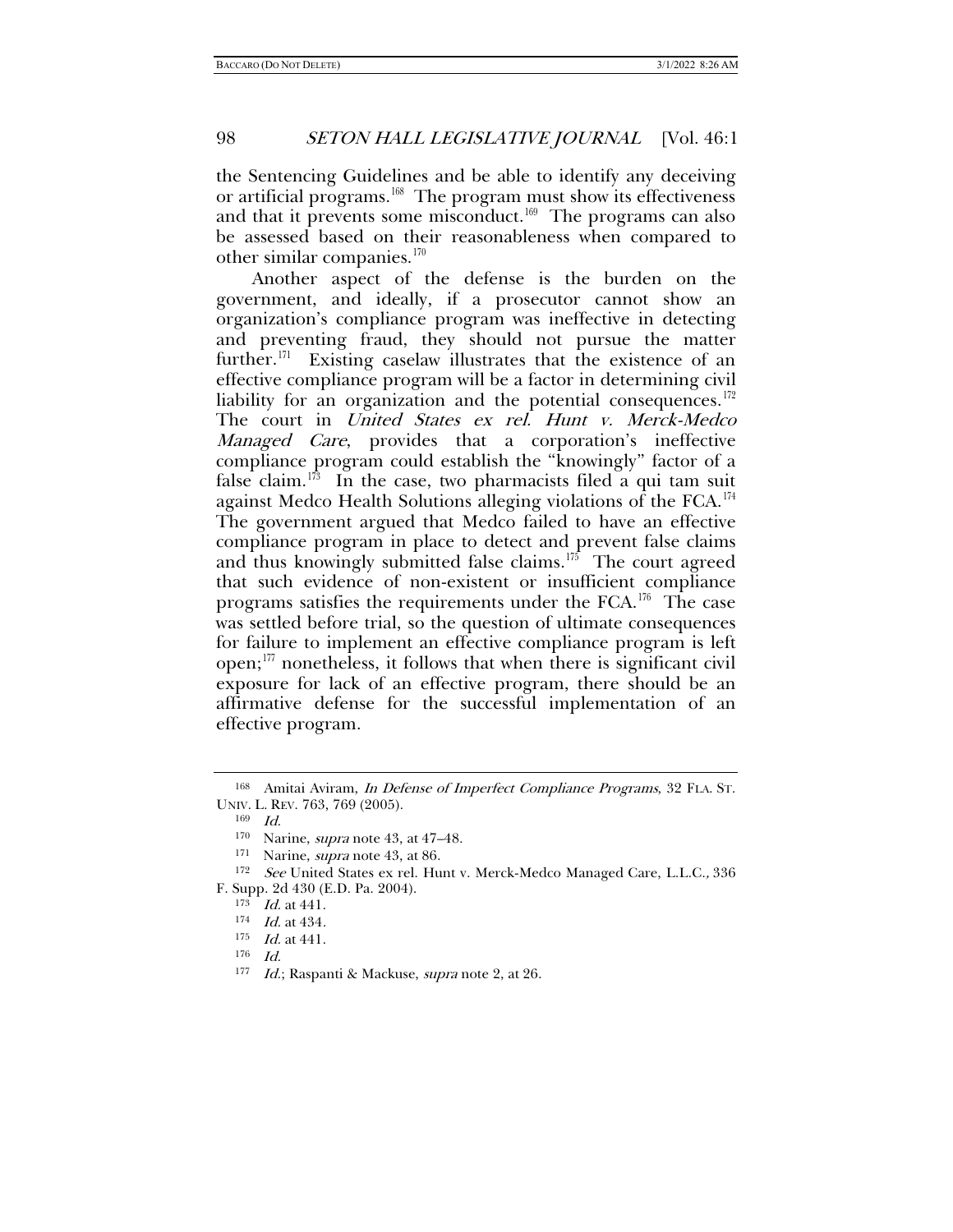the Sentencing Guidelines and be able to identify any deceiving or artificial programs.[168] The program must show its effectiveness and that it prevents some misconduct.[169] The programs can also be assessed based on their reasonableness when compared to other similar companies.[170]

Another aspect of the defense is the burden on the government, and ideally, if a prosecutor cannot show an organization's compliance program was ineffective in detecting and preventing fraud, they should not pursue the matter further.[171] Existing caselaw illustrates that the existence of an effective compliance program will be a factor in determining civil liability for an organization and the potential consequences.[172] The court in *United States ex rel. Hunt v. Merck-Medco Managed Care*, provides that a corporation's ineffective compliance program could establish the "knowingly" factor of a false claim.[173] In the case, two pharmacists filed a qui tam suit against Medco Health Solutions alleging violations of the FCA.[174] The government argued that Medco failed to have an effective compliance program in place to detect and prevent false claims and thus knowingly submitted false claims.[175] The court agreed that such evidence of non-existent or insufficient compliance programs satisfies the requirements under the FCA.[176] The case was settled before trial, so the question of ultimate consequences for failure to implement an effective compliance program is left open;[177] nonetheless, it follows that when there is significant civil exposure for lack of an effective program, there should be an affirmative defense for the successful implementation of an effective program.

---

[168] Amitai Aviram, *In Defense of Imperfect Compliance Programs*, 32 FLA. ST. UNIV. L. REV. 763, 769 (2005).

[169] *Id.*

[170] Narine, *supra* note 43, at 47–48.

[171] Narine, *supra* note 43, at 86.

[172] *See* United States ex rel. Hunt v. Merck-Medco Managed Care, L.L.C., 336 F. Supp. 2d 430 (E.D. Pa. 2004).

[173] *Id.* at 441.

[174] *Id.* at 434.

[175] *Id.* at 441.

[176] *Id.*

[177] *Id.*; Raspanti & Mackuse, *supra* note 2, at 26.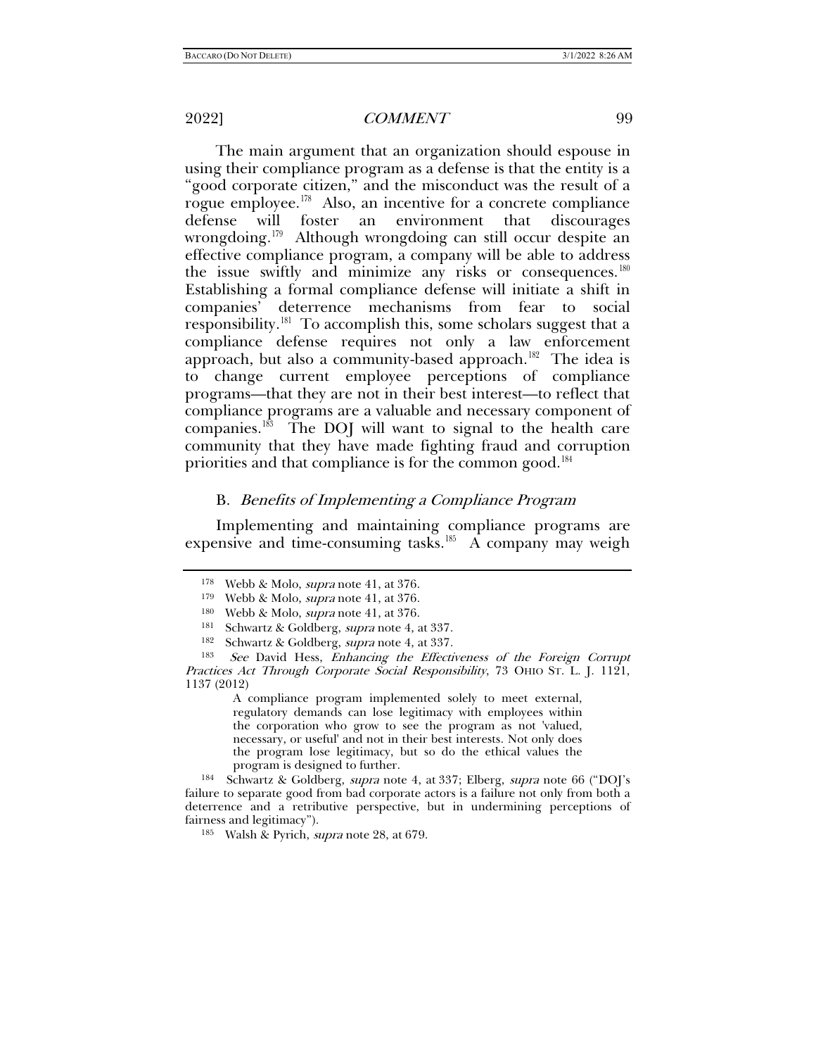The main argument that an organization should espouse in using their compliance program as a defense is that the entity is a "good corporate citizen," and the misconduct was the result of a rogue employee.[178] Also, an incentive for a concrete compliance defense will foster an environment that discourages wrongdoing.[179] Although wrongdoing can still occur despite an effective compliance program, a company will be able to address the issue swiftly and minimize any risks or consequences.[180] Establishing a formal compliance defense will initiate a shift in companies' deterrence mechanisms from fear to social responsibility.[181] To accomplish this, some scholars suggest that a compliance defense requires not only a law enforcement approach, but also a community-based approach.[182] The idea is to change current employee perceptions of compliance programs—that they are not in their best interest—to reflect that compliance programs are a valuable and necessary component of companies.[183] The DOJ will want to signal to the health care community that they have made fighting fraud and corruption priorities and that compliance is for the common good.[184]

### B. *Benefits of Implementing a Compliance Program*

Implementing and maintaining compliance programs are expensive and time-consuming tasks.[185] A company may weigh

---

[178] Webb & Molo, *supra* note 41, at 376.

[179] Webb & Molo, *supra* note 41, at 376.

[180] Webb & Molo, *supra* note 41, at 376.

[181] Schwartz & Goldberg, *supra* note 4, at 337.

[182] Schwartz & Goldberg, *supra* note 4, at 337.

[183] *See* David Hess, *Enhancing the Effectiveness of the Foreign Corrupt Practices Act Through Corporate Social Responsibility*, 73 OHIO ST. L. J. 1121, 1137 (2012)

> A compliance program implemented solely to meet external, regulatory demands can lose legitimacy with employees within the corporation who grow to see the program as not 'valued, necessary, or useful' and not in their best interests. Not only does the program lose legitimacy, but so do the ethical values the program is designed to further.

[184] Schwartz & Goldberg, *supra* note 4, at 337; Elberg, *supra* note 66 ("DOJ's failure to separate good from bad corporate actors is a failure not only from both a deterrence and a retributive perspective, but in undermining perceptions of fairness and legitimacy").

[185] Walsh & Pyrich, *supra* note 28, at 679.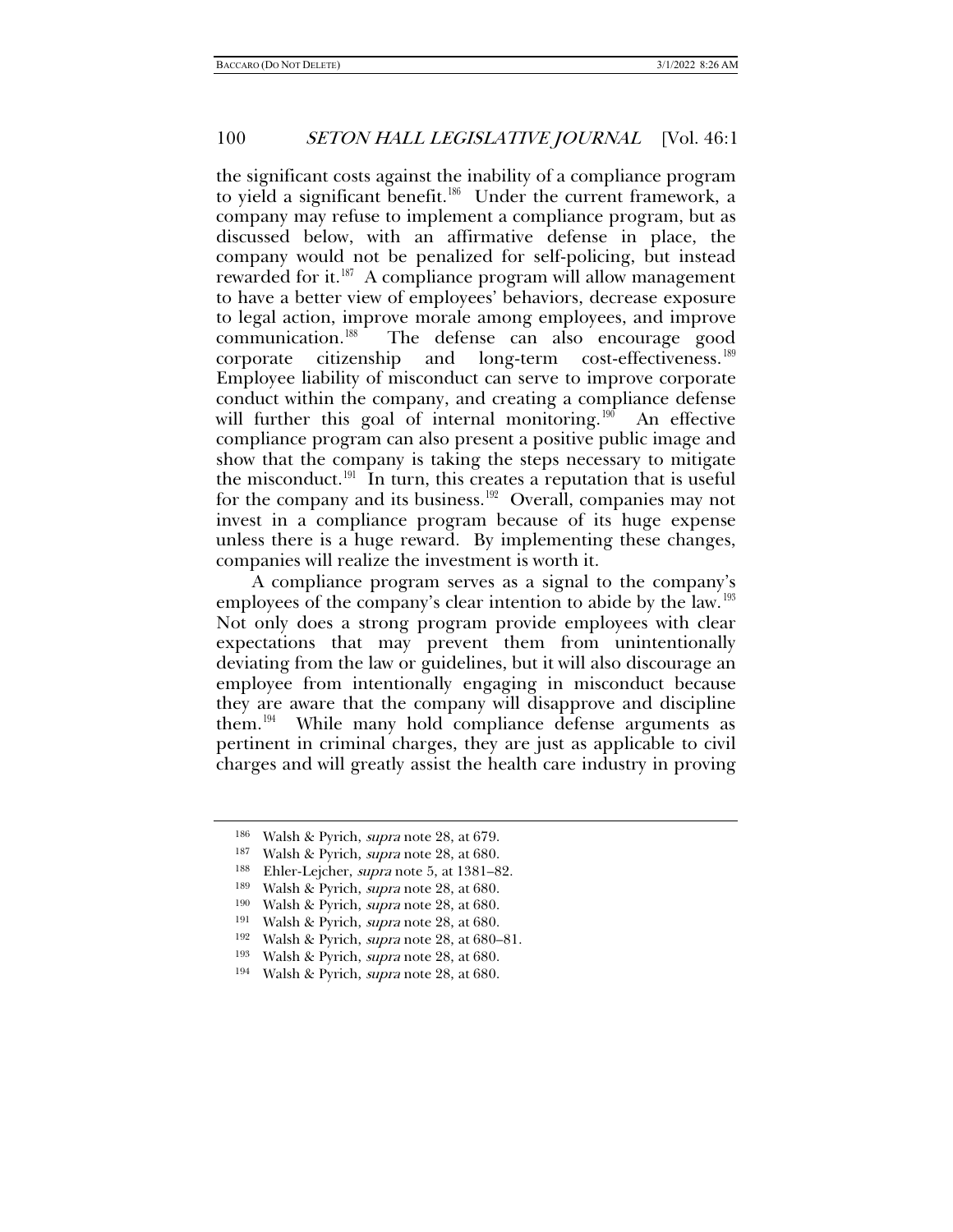the significant costs against the inability of a compliance program to yield a significant benefit.[186] Under the current framework, a company may refuse to implement a compliance program, but as discussed below, with an affirmative defense in place, the company would not be penalized for self-policing, but instead rewarded for it.[187] A compliance program will allow management to have a better view of employees' behaviors, decrease exposure to legal action, improve morale among employees, and improve communication.[188] The defense can also encourage good corporate citizenship and long-term cost-effectiveness.[189] Employee liability of misconduct can serve to improve corporate conduct within the company, and creating a compliance defense will further this goal of internal monitoring.[190] An effective compliance program can also present a positive public image and show that the company is taking the steps necessary to mitigate the misconduct.[191] In turn, this creates a reputation that is useful for the company and its business.[192] Overall, companies may not invest in a compliance program because of its huge expense unless there is a huge reward. By implementing these changes, companies will realize the investment is worth it.

A compliance program serves as a signal to the company's employees of the company's clear intention to abide by the law.[193] Not only does a strong program provide employees with clear expectations that may prevent them from unintentionally deviating from the law or guidelines, but it will also discourage an employee from intentionally engaging in misconduct because they are aware that the company will disapprove and discipline them.[194] While many hold compliance defense arguments as pertinent in criminal charges, they are just as applicable to civil charges and will greatly assist the health care industry in proving

---

[186] Walsh & Pyrich, *supra* note 28, at 679.

[187] Walsh & Pyrich, *supra* note 28, at 680.

[188] Ehler-Lejcher, *supra* note 5, at 1381–82.

[189] Walsh & Pyrich, *supra* note 28, at 680.

[190] Walsh & Pyrich, *supra* note 28, at 680.

[191] Walsh & Pyrich, *supra* note 28, at 680.

[192] Walsh & Pyrich, *supra* note 28, at 680–81.

[193] Walsh & Pyrich, *supra* note 28, at 680.

[194] Walsh & Pyrich, *supra* note 28, at 680.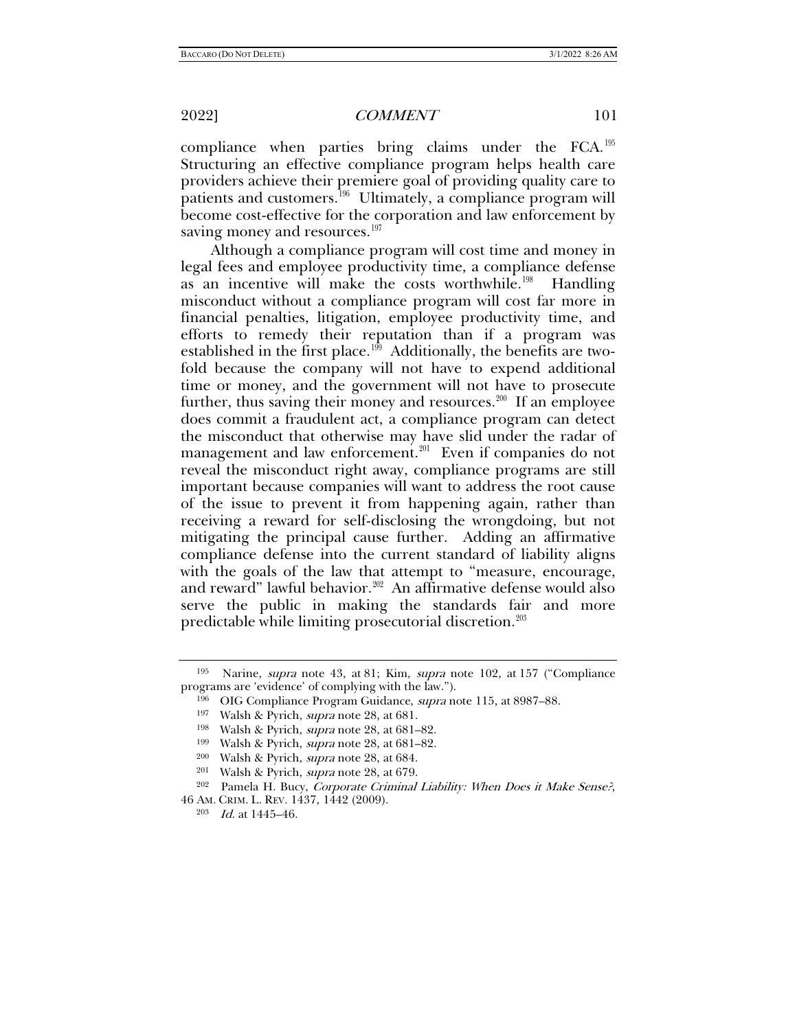compliance when parties bring claims under the FCA.[195] Structuring an effective compliance program helps health care providers achieve their premiere goal of providing quality care to patients and customers.[196] Ultimately, a compliance program will become cost-effective for the corporation and law enforcement by saving money and resources.[197]

Although a compliance program will cost time and money in legal fees and employee productivity time, a compliance defense as an incentive will make the costs worthwhile.[198] Handling misconduct without a compliance program will cost far more in financial penalties, litigation, employee productivity time, and efforts to remedy their reputation than if a program was established in the first place.[199] Additionally, the benefits are two-fold because the company will not have to expend additional time or money, and the government will not have to prosecute further, thus saving their money and resources.[200] If an employee does commit a fraudulent act, a compliance program can detect the misconduct that otherwise may have slid under the radar of management and law enforcement.[201] Even if companies do not reveal the misconduct right away, compliance programs are still important because companies will want to address the root cause of the issue to prevent it from happening again, rather than receiving a reward for self-disclosing the wrongdoing, but not mitigating the principal cause further. Adding an affirmative compliance defense into the current standard of liability aligns with the goals of the law that attempt to "measure, encourage, and reward" lawful behavior.[202] An affirmative defense would also serve the public in making the standards fair and more predictable while limiting prosecutorial discretion.[203]

---

[195] Narine, *supra* note 43, at 81; Kim, *supra* note 102, at 157 ("Compliance programs are 'evidence' of complying with the law.").

[196] OIG Compliance Program Guidance, *supra* note 115, at 8987–88.

[197] Walsh & Pyrich, *supra* note 28, at 681.

[198] Walsh & Pyrich, *supra* note 28, at 681–82.

[199] Walsh & Pyrich, *supra* note 28, at 681–82.

[200] Walsh & Pyrich, *supra* note 28, at 684.

[201] Walsh & Pyrich, *supra* note 28, at 679.

[202] Pamela H. Bucy, *Corporate Criminal Liability: When Does it Make Sense?*, 46 AM. CRIM. L. REV. 1437, 1442 (2009).

[203] *Id.* at 1445–46.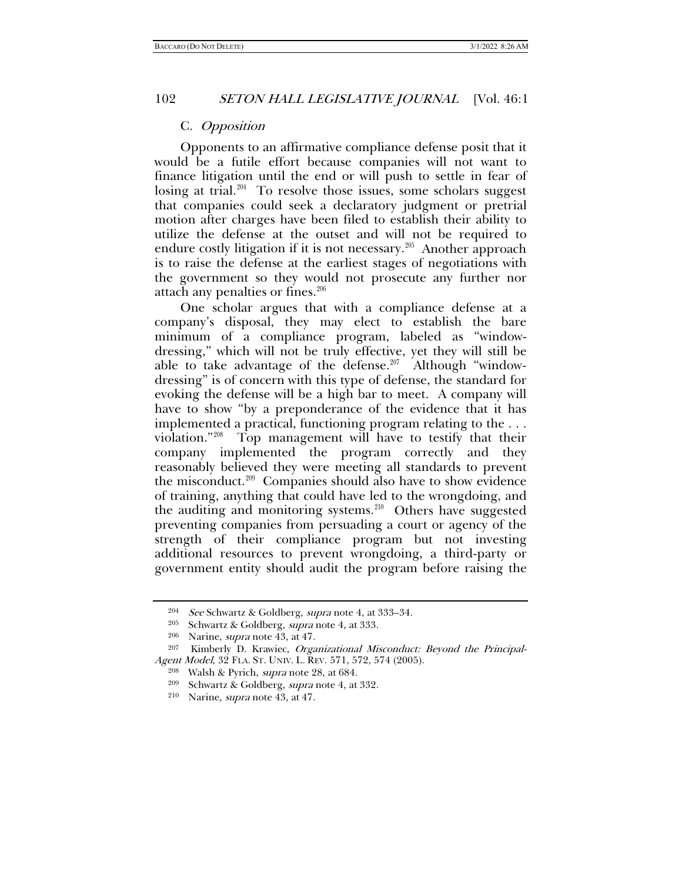### C. *Opposition*

Opponents to an affirmative compliance defense posit that it would be a futile effort because companies will not want to finance litigation until the end or will push to settle in fear of losing at trial.[204] To resolve those issues, some scholars suggest that companies could seek a declaratory judgment or pretrial motion after charges have been filed to establish their ability to utilize the defense at the outset and will not be required to endure costly litigation if it is not necessary.[205] Another approach is to raise the defense at the earliest stages of negotiations with the government so they would not prosecute any further nor attach any penalties or fines.[206]

One scholar argues that with a compliance defense at a company's disposal, they may elect to establish the bare minimum of a compliance program, labeled as "window-dressing," which will not be truly effective, yet they will still be able to take advantage of the defense.[207] Although "window-dressing" is of concern with this type of defense, the standard for evoking the defense will be a high bar to meet. A company will have to show "by a preponderance of the evidence that it has implemented a practical, functioning program relating to the . . . violation."[208] Top management will have to testify that their company implemented the program correctly and they reasonably believed they were meeting all standards to prevent the misconduct.[209] Companies should also have to show evidence of training, anything that could have led to the wrongdoing, and the auditing and monitoring systems.[210] Others have suggested preventing companies from persuading a court or agency of the strength of their compliance program but not investing additional resources to prevent wrongdoing, a third-party or government entity should audit the program before raising the

---

[204] *See* Schwartz & Goldberg, *supra* note 4, at 333–34.

[205] Schwartz & Goldberg, *supra* note 4, at 333.

[206] Narine, *supra* note 43, at 47.

[207] Kimberly D. Krawiec, *Organizational Misconduct: Beyond the Principal-Agent Model*, 32 FLA. ST. UNIV. L. REV. 571, 572, 574 (2005).

[208] Walsh & Pyrich, *supra* note 28, at 684.

[209] Schwartz & Goldberg, *supra* note 4, at 332.

[210] Narine, *supra* note 43, at 47.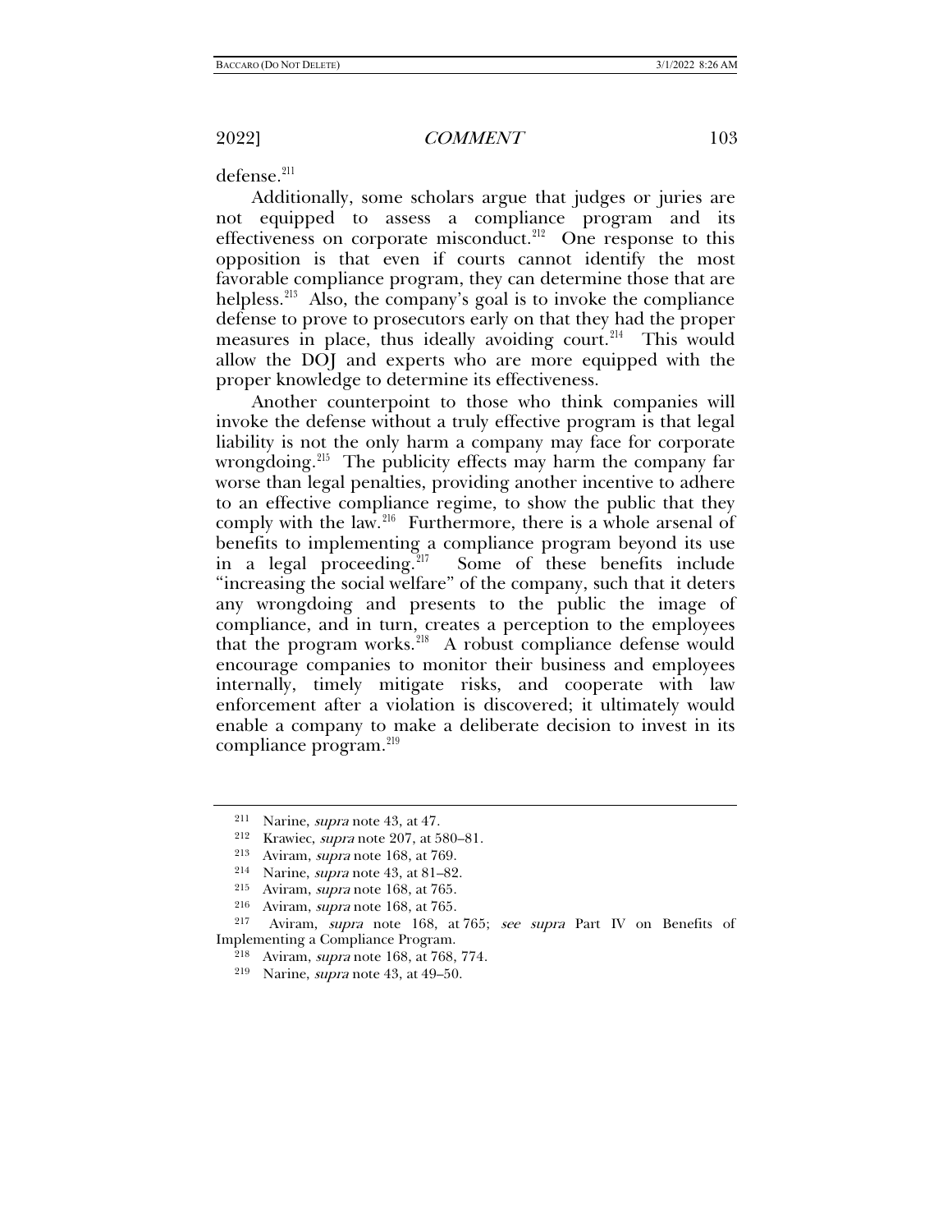defense.[211]

Additionally, some scholars argue that judges or juries are not equipped to assess a compliance program and its effectiveness on corporate misconduct.[212] One response to this opposition is that even if courts cannot identify the most favorable compliance program, they can determine those that are helpless.[213] Also, the company's goal is to invoke the compliance defense to prove to prosecutors early on that they had the proper measures in place, thus ideally avoiding court.[214] This would allow the DOJ and experts who are more equipped with the proper knowledge to determine its effectiveness.

Another counterpoint to those who think companies will invoke the defense without a truly effective program is that legal liability is not the only harm a company may face for corporate wrongdoing.[215] The publicity effects may harm the company far worse than legal penalties, providing another incentive to adhere to an effective compliance regime, to show the public that they comply with the law.[216] Furthermore, there is a whole arsenal of benefits to implementing a compliance program beyond its use in a legal proceeding.[217] Some of these benefits include "increasing the social welfare" of the company, such that it deters any wrongdoing and presents to the public the image of compliance, and in turn, creates a perception to the employees that the program works.[218] A robust compliance defense would encourage companies to monitor their business and employees internally, timely mitigate risks, and cooperate with law enforcement after a violation is discovered; it ultimately would enable a company to make a deliberate decision to invest in its compliance program.[219]

---

[211] Narine, *supra* note 43, at 47.

[212] Krawiec, *supra* note 207, at 580–81.

[213] Aviram, *supra* note 168, at 769.

[214] Narine, *supra* note 43, at 81–82.

[215] Aviram, *supra* note 168, at 765.

[216] Aviram, *supra* note 168, at 765.

[217] Aviram, *supra* note 168, at 765; *see supra* Part IV on Benefits of Implementing a Compliance Program.

[218] Aviram, *supra* note 168, at 768, 774.

[219] Narine, *supra* note 43, at 49–50.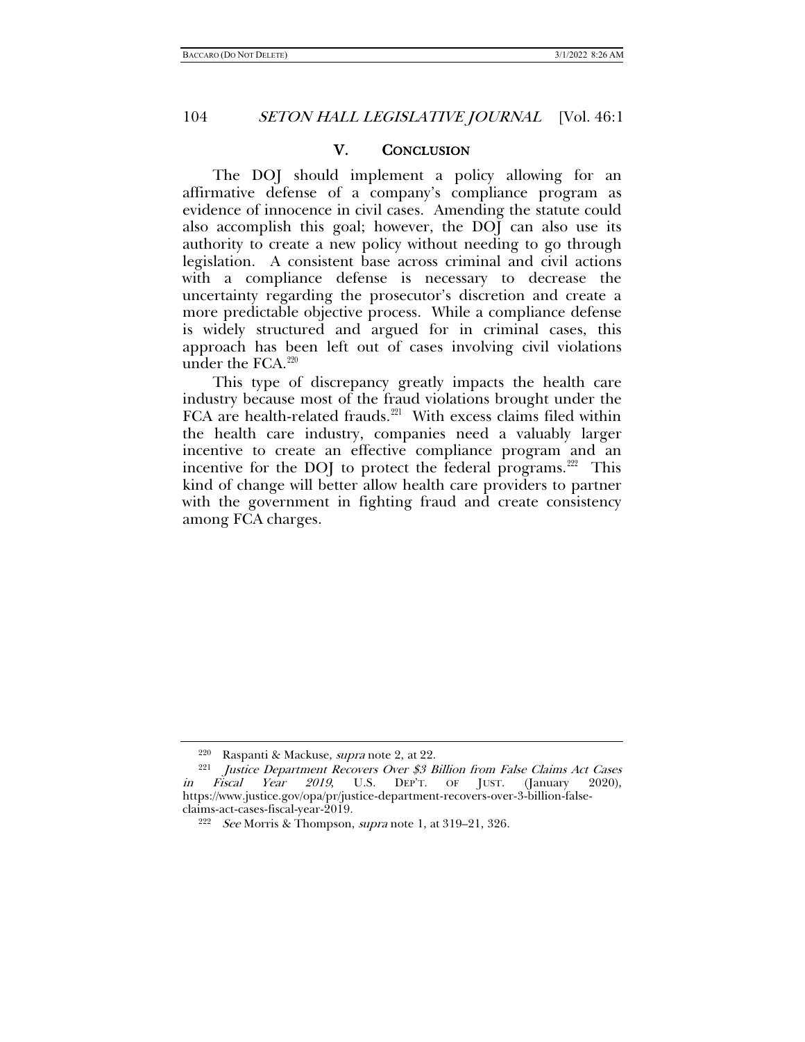## V. Conclusion

The DOJ should implement a policy allowing for an affirmative defense of a company's compliance program as evidence of innocence in civil cases. Amending the statute could also accomplish this goal; however, the DOJ can also use its authority to create a new policy without needing to go through legislation. A consistent base across criminal and civil actions with a compliance defense is necessary to decrease the uncertainty regarding the prosecutor's discretion and create a more predictable objective process. While a compliance defense is widely structured and argued for in criminal cases, this approach has been left out of cases involving civil violations under the FCA.[220]

This type of discrepancy greatly impacts the health care industry because most of the fraud violations brought under the FCA are health-related frauds.[221] With excess claims filed within the health care industry, companies need a valuably larger incentive to create an effective compliance program and an incentive for the DOJ to protect the federal programs.[222] This kind of change will better allow health care providers to partner with the government in fighting fraud and create consistency among FCA charges.

---

[220] Raspanti & Mackuse, *supra* note 2, at 22.

[221] *Justice Department Recovers Over $3 Billion from False Claims Act Cases in Fiscal Year 2019*, U.S. DEP'T. OF JUST. (January 2020), https://www.justice.gov/opa/pr/justice-department-recovers-over-3-billion-false-claims-act-cases-fiscal-year-2019.

[222] *See* Morris & Thompson, *supra* note 1, at 319–21, 326.